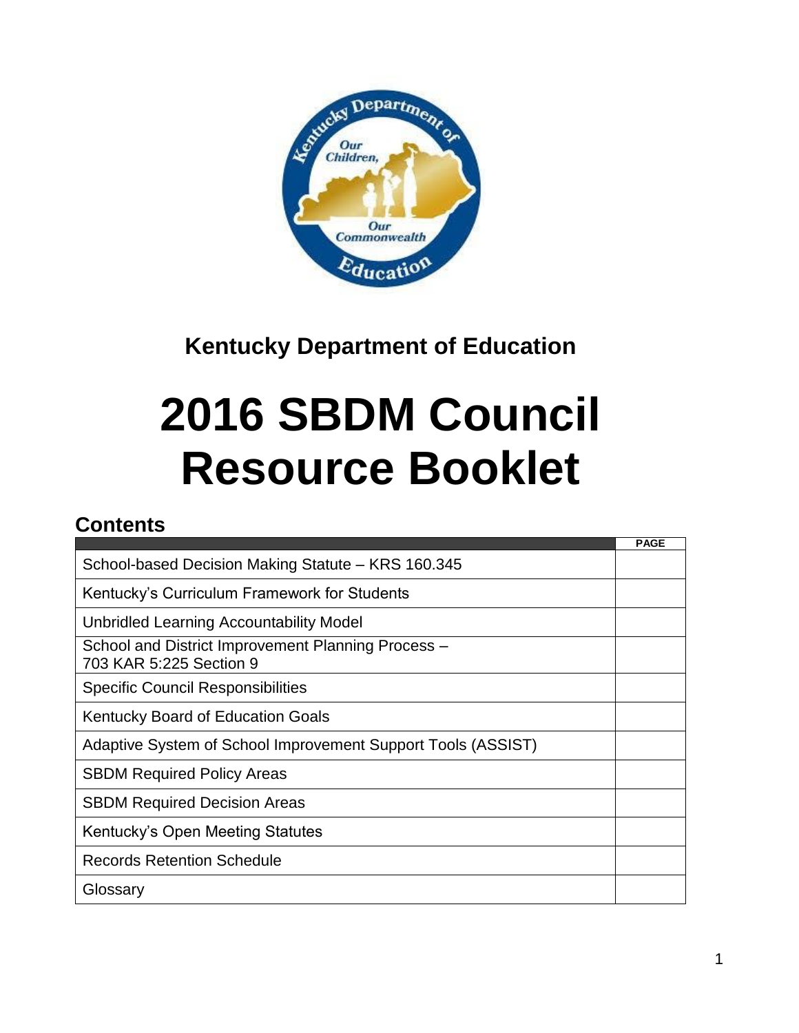**Kentucky Department of Education**

# 2016 SBDM Council Resource Booklet

## Contents

| | PAGE |
|---|---|
| School-based Decision Making Statute – KRS 160.345 | |
| Kentucky's Curriculum Framework for Students | |
| Unbridled Learning Accountability Model | |
| School and District Improvement Planning Process – 703 KAR 5:225 Section 9 | |
| Specific Council Responsibilities | |
| Kentucky Board of Education Goals | |
| Adaptive System of School Improvement Support Tools (ASSIST) | |
| SBDM Required Policy Areas | |
| SBDM Required Decision Areas | |
| Kentucky's Open Meeting Statutes | |
| Records Retention Schedule | |
| Glossary | |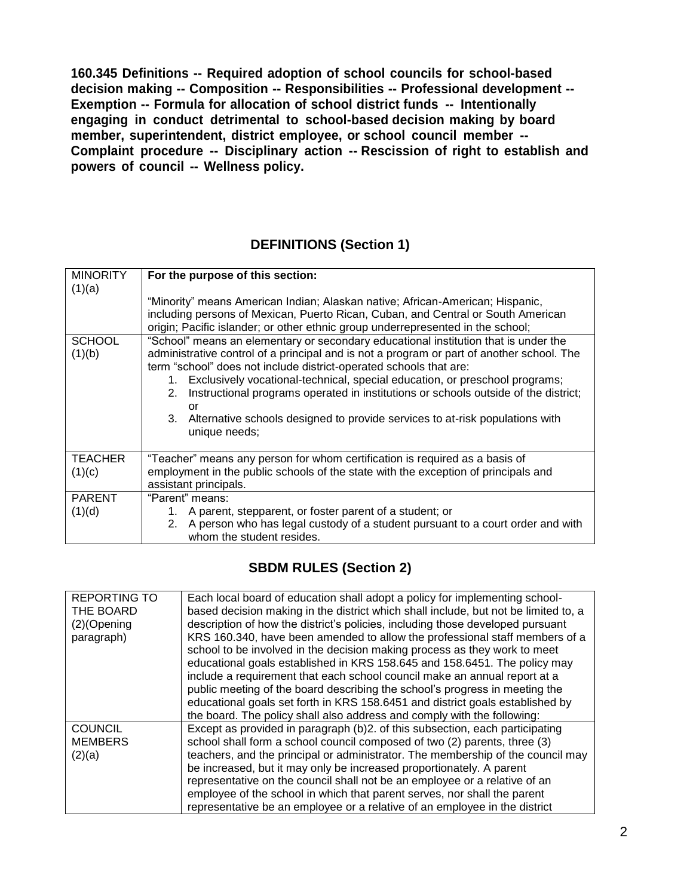**160.345 Definitions -- Required adoption of school councils for school-based decision making -- Composition -- Responsibilities -- Professional development -- Exemption -- Formula for allocation of school district funds -- Intentionally engaging in conduct detrimental to school-based decision making by board member, superintendent, district employee, or school council member -- Complaint procedure -- Disciplinary action -- Rescission of right to establish and powers of council -- Wellness policy.**

## DEFINITIONS (Section 1)

| | |
|---|---|
| MINORITY (1)(a) | **For the purpose of this section:**<br><br>"Minority" means American Indian; Alaskan native; African-American; Hispanic, including persons of Mexican, Puerto Rican, Cuban, and Central or South American origin; Pacific islander; or other ethnic group underrepresented in the school; |
| SCHOOL (1)(b) | "School" means an elementary or secondary educational institution that is under the administrative control of a principal and is not a program or part of another school. The term "school" does not include district-operated schools that are:<br>1. Exclusively vocational-technical, special education, or preschool programs;<br>2. Instructional programs operated in institutions or schools outside of the district; or<br>3. Alternative schools designed to provide services to at-risk populations with unique needs; |
| TEACHER (1)(c) | "Teacher" means any person for whom certification is required as a basis of employment in the public schools of the state with the exception of principals and assistant principals. |
| PARENT (1)(d) | "Parent" means:<br>1. A parent, stepparent, or foster parent of a student; or<br>2. A person who has legal custody of a student pursuant to a court order and with whom the student resides. |

## SBDM RULES (Section 2)

| | |
|---|---|
| REPORTING TO THE BOARD (2)(Opening paragraph) | Each local board of education shall adopt a policy for implementing school-based decision making in the district which shall include, but not be limited to, a description of how the district's policies, including those developed pursuant KRS 160.340, have been amended to allow the professional staff members of a school to be involved in the decision making process as they work to meet educational goals established in KRS 158.645 and 158.6451. The policy may include a requirement that each school council make an annual report at a public meeting of the board describing the school's progress in meeting the educational goals set forth in KRS 158.6451 and district goals established by the board. The policy shall also address and comply with the following: |
| COUNCIL MEMBERS (2)(a) | Except as provided in paragraph (b)2. of this subsection, each participating school shall form a school council composed of two (2) parents, three (3) teachers, and the principal or administrator. The membership of the council may be increased, but it may only be increased proportionately. A parent representative on the council shall not be an employee or a relative of an employee of the school in which that parent serves, nor shall the parent representative be an employee or a relative of an employee in the district |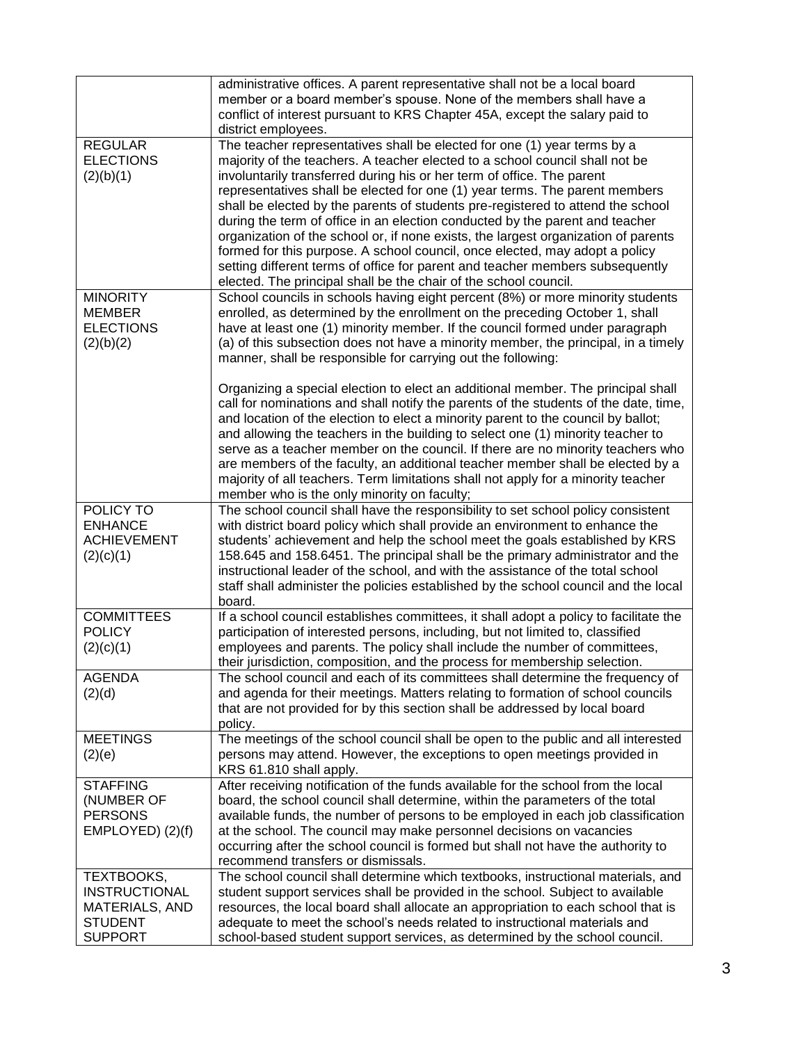| | |
|---|---|
| | administrative offices. A parent representative shall not be a local board member or a board member's spouse. None of the members shall have a conflict of interest pursuant to KRS Chapter 45A, except the salary paid to district employees. |
| REGULAR ELECTIONS (2)(b)(1) | The teacher representatives shall be elected for one (1) year terms by a majority of the teachers. A teacher elected to a school council shall not be involuntarily transferred during his or her term of office. The parent representatives shall be elected for one (1) year terms. The parent members shall be elected by the parents of students pre-registered to attend the school during the term of office in an election conducted by the parent and teacher organization of the school or, if none exists, the largest organization of parents formed for this purpose. A school council, once elected, may adopt a policy setting different terms of office for parent and teacher members subsequently elected. The principal shall be the chair of the school council. |
| MINORITY MEMBER ELECTIONS (2)(b)(2) | School councils in schools having eight percent (8%) or more minority students enrolled, as determined by the enrollment on the preceding October 1, shall have at least one (1) minority member. If the council formed under paragraph (a) of this subsection does not have a minority member, the principal, in a timely manner, shall be responsible for carrying out the following:<br><br>Organizing a special election to elect an additional member. The principal shall call for nominations and shall notify the parents of the students of the date, time, and location of the election to elect a minority parent to the council by ballot; and allowing the teachers in the building to select one (1) minority teacher to serve as a teacher member on the council. If there are no minority teachers who are members of the faculty, an additional teacher member shall be elected by a majority of all teachers. Term limitations shall not apply for a minority teacher member who is the only minority on faculty; |
| POLICY TO ENHANCE ACHIEVEMENT (2)(c)(1) | The school council shall have the responsibility to set school policy consistent with district board policy which shall provide an environment to enhance the students' achievement and help the school meet the goals established by KRS 158.645 and 158.6451. The principal shall be the primary administrator and the instructional leader of the school, and with the assistance of the total school staff shall administer the policies established by the school council and the local board. |
| COMMITTEES POLICY (2)(c)(1) | If a school council establishes committees, it shall adopt a policy to facilitate the participation of interested persons, including, but not limited to, classified employees and parents. The policy shall include the number of committees, their jurisdiction, composition, and the process for membership selection. |
| AGENDA (2)(d) | The school council and each of its committees shall determine the frequency of and agenda for their meetings. Matters relating to formation of school councils that are not provided for by this section shall be addressed by local board policy. |
| MEETINGS (2)(e) | The meetings of the school council shall be open to the public and all interested persons may attend. However, the exceptions to open meetings provided in KRS 61.810 shall apply. |
| STAFFING (NUMBER OF PERSONS EMPLOYED) (2)(f) | After receiving notification of the funds available for the school from the local board, the school council shall determine, within the parameters of the total available funds, the number of persons to be employed in each job classification at the school. The council may make personnel decisions on vacancies occurring after the school council is formed but shall not have the authority to recommend transfers or dismissals. |
| TEXTBOOKS, INSTRUCTIONAL MATERIALS, AND STUDENT SUPPORT | The school council shall determine which textbooks, instructional materials, and student support services shall be provided in the school. Subject to available resources, the local board shall allocate an appropriation to each school that is adequate to meet the school's needs related to instructional materials and school-based student support services, as determined by the school council. |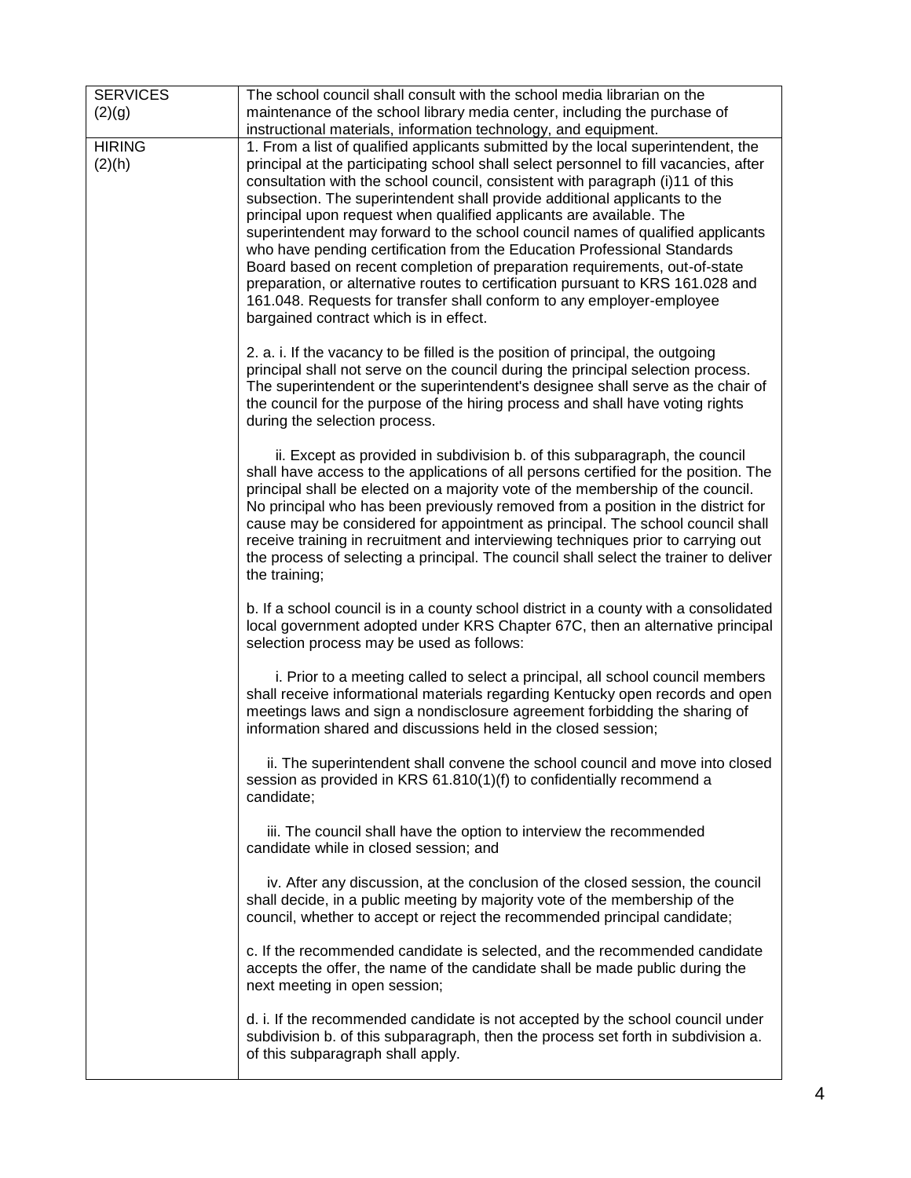| | |
|---|---|
| SERVICES (2)(g) | The school council shall consult with the school media librarian on the maintenance of the school library media center, including the purchase of instructional materials, information technology, and equipment. |
| HIRING (2)(h) | 1. From a list of qualified applicants submitted by the local superintendent, the principal at the participating school shall select personnel to fill vacancies, after consultation with the school council, consistent with paragraph (i)11 of this subsection. The superintendent shall provide additional applicants to the principal upon request when qualified applicants are available. The superintendent may forward to the school council names of qualified applicants who have pending certification from the Education Professional Standards Board based on recent completion of preparation requirements, out-of-state preparation, or alternative routes to certification pursuant to KRS 161.028 and 161.048. Requests for transfer shall conform to any employer-employee bargained contract which is in effect.<br><br>2. a. i. If the vacancy to be filled is the position of principal, the outgoing principal shall not serve on the council during the principal selection process. The superintendent or the superintendent's designee shall serve as the chair of the council for the purpose of the hiring process and shall have voting rights during the selection process.<br><br>ii. Except as provided in subdivision b. of this subparagraph, the council shall have access to the applications of all persons certified for the position. The principal shall be elected on a majority vote of the membership of the council. No principal who has been previously removed from a position in the district for cause may be considered for appointment as principal. The school council shall receive training in recruitment and interviewing techniques prior to carrying out the process of selecting a principal. The council shall select the trainer to deliver the training;<br><br>b. If a school council is in a county school district in a county with a consolidated local government adopted under KRS Chapter 67C, then an alternative principal selection process may be used as follows:<br><br>i. Prior to a meeting called to select a principal, all school council members shall receive informational materials regarding Kentucky open records and open meetings laws and sign a nondisclosure agreement forbidding the sharing of information shared and discussions held in the closed session;<br><br>ii. The superintendent shall convene the school council and move into closed session as provided in KRS 61.810(1)(f) to confidentially recommend a candidate;<br><br>iii. The council shall have the option to interview the recommended candidate while in closed session; and<br><br>iv. After any discussion, at the conclusion of the closed session, the council shall decide, in a public meeting by majority vote of the membership of the council, whether to accept or reject the recommended principal candidate;<br><br>c. If the recommended candidate is selected, and the recommended candidate accepts the offer, the name of the candidate shall be made public during the next meeting in open session;<br><br>d. i. If the recommended candidate is not accepted by the school council under subdivision b. of this subparagraph, then the process set forth in subdivision a. of this subparagraph shall apply. |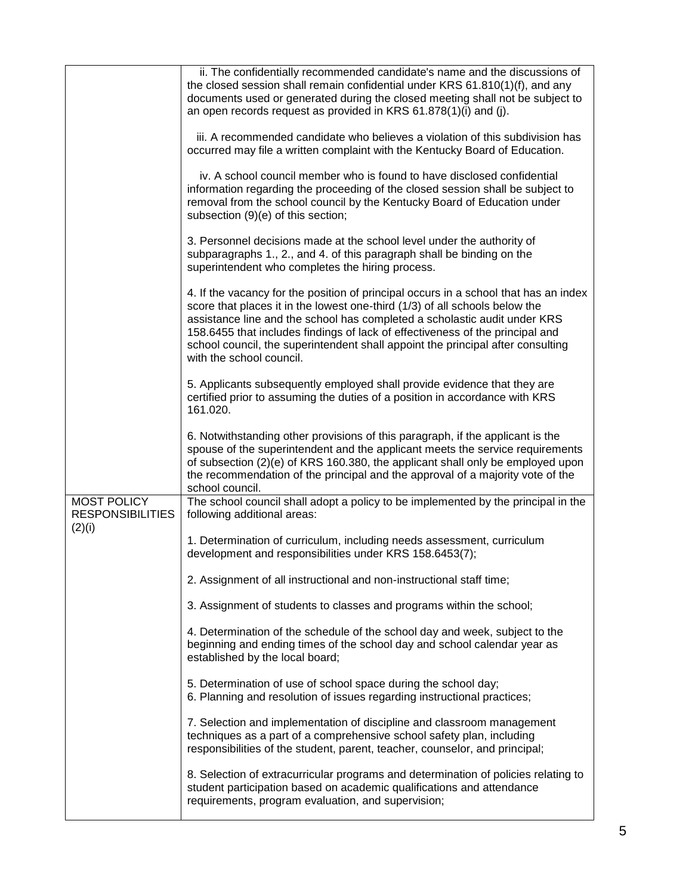| | |
|---|---|
| | ii. The confidentially recommended candidate's name and the discussions of the closed session shall remain confidential under KRS 61.810(1)(f), and any documents used or generated during the closed meeting shall not be subject to an open records request as provided in KRS 61.878(1)(i) and (j).<br><br>iii. A recommended candidate who believes a violation of this subdivision has occurred may file a written complaint with the Kentucky Board of Education.<br><br>iv. A school council member who is found to have disclosed confidential information regarding the proceeding of the closed session shall be subject to removal from the school council by the Kentucky Board of Education under subsection (9)(e) of this section;<br><br>3. Personnel decisions made at the school level under the authority of subparagraphs 1., 2., and 4. of this paragraph shall be binding on the superintendent who completes the hiring process.<br><br>4. If the vacancy for the position of principal occurs in a school that has an index score that places it in the lowest one-third (1/3) of all schools below the assistance line and the school has completed a scholastic audit under KRS 158.6455 that includes findings of lack of effectiveness of the principal and school council, the superintendent shall appoint the principal after consulting with the school council.<br><br>5. Applicants subsequently employed shall provide evidence that they are certified prior to assuming the duties of a position in accordance with KRS 161.020.<br><br>6. Notwithstanding other provisions of this paragraph, if the applicant is the spouse of the superintendent and the applicant meets the service requirements of subsection (2)(e) of KRS 160.380, the applicant shall only be employed upon the recommendation of the principal and the approval of a majority vote of the school council. |
| MOST POLICY RESPONSIBILITIES (2)(i) | The school council shall adopt a policy to be implemented by the principal in the following additional areas:<br><br>1. Determination of curriculum, including needs assessment, curriculum development and responsibilities under KRS 158.6453(7);<br><br>2. Assignment of all instructional and non-instructional staff time;<br><br>3. Assignment of students to classes and programs within the school;<br><br>4. Determination of the schedule of the school day and week, subject to the beginning and ending times of the school day and school calendar year as established by the local board;<br><br>5. Determination of use of school space during the school day;<br>6. Planning and resolution of issues regarding instructional practices;<br><br>7. Selection and implementation of discipline and classroom management techniques as a part of a comprehensive school safety plan, including responsibilities of the student, parent, teacher, counselor, and principal;<br><br>8. Selection of extracurricular programs and determination of policies relating to student participation based on academic qualifications and attendance requirements, program evaluation, and supervision; |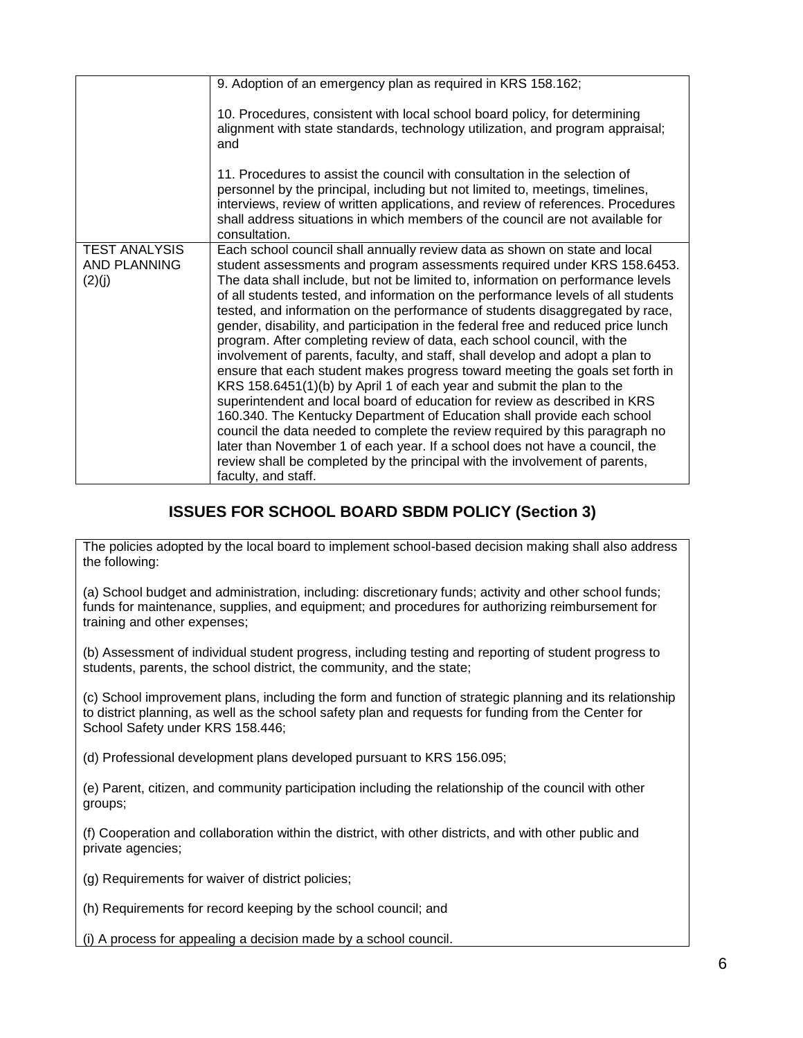| | |
|---|---|
| | 9. Adoption of an emergency plan as required in KRS 158.162;<br><br>10. Procedures, consistent with local school board policy, for determining alignment with state standards, technology utilization, and program appraisal; and<br><br>11. Procedures to assist the council with consultation in the selection of personnel by the principal, including but not limited to, meetings, timelines, interviews, review of written applications, and review of references. Procedures shall address situations in which members of the council are not available for consultation. |
| TEST ANALYSIS AND PLANNING (2)(j) | Each school council shall annually review data as shown on state and local student assessments and program assessments required under KRS 158.6453. The data shall include, but not be limited to, information on performance levels of all students tested, and information on the performance levels of all students tested, and information on the performance of students disaggregated by race, gender, disability, and participation in the federal free and reduced price lunch program. After completing review of data, each school council, with the involvement of parents, faculty, and staff, shall develop and adopt a plan to ensure that each student makes progress toward meeting the goals set forth in KRS 158.6451(1)(b) by April 1 of each year and submit the plan to the superintendent and local board of education for review as described in KRS 160.340. The Kentucky Department of Education shall provide each school council the data needed to complete the review required by this paragraph no later than November 1 of each year. If a school does not have a council, the review shall be completed by the principal with the involvement of parents, faculty, and staff. |

## ISSUES FOR SCHOOL BOARD SBDM POLICY (Section 3)

The policies adopted by the local board to implement school-based decision making shall also address the following:

(a) School budget and administration, including: discretionary funds; activity and other school funds; funds for maintenance, supplies, and equipment; and procedures for authorizing reimbursement for training and other expenses;

(b) Assessment of individual student progress, including testing and reporting of student progress to students, parents, the school district, the community, and the state;

(c) School improvement plans, including the form and function of strategic planning and its relationship to district planning, as well as the school safety plan and requests for funding from the Center for School Safety under KRS 158.446;

(d) Professional development plans developed pursuant to KRS 156.095;

(e) Parent, citizen, and community participation including the relationship of the council with other groups;

(f) Cooperation and collaboration within the district, with other districts, and with other public and private agencies;

(g) Requirements for waiver of district policies;

(h) Requirements for record keeping by the school council; and

(i) A process for appealing a decision made by a school council.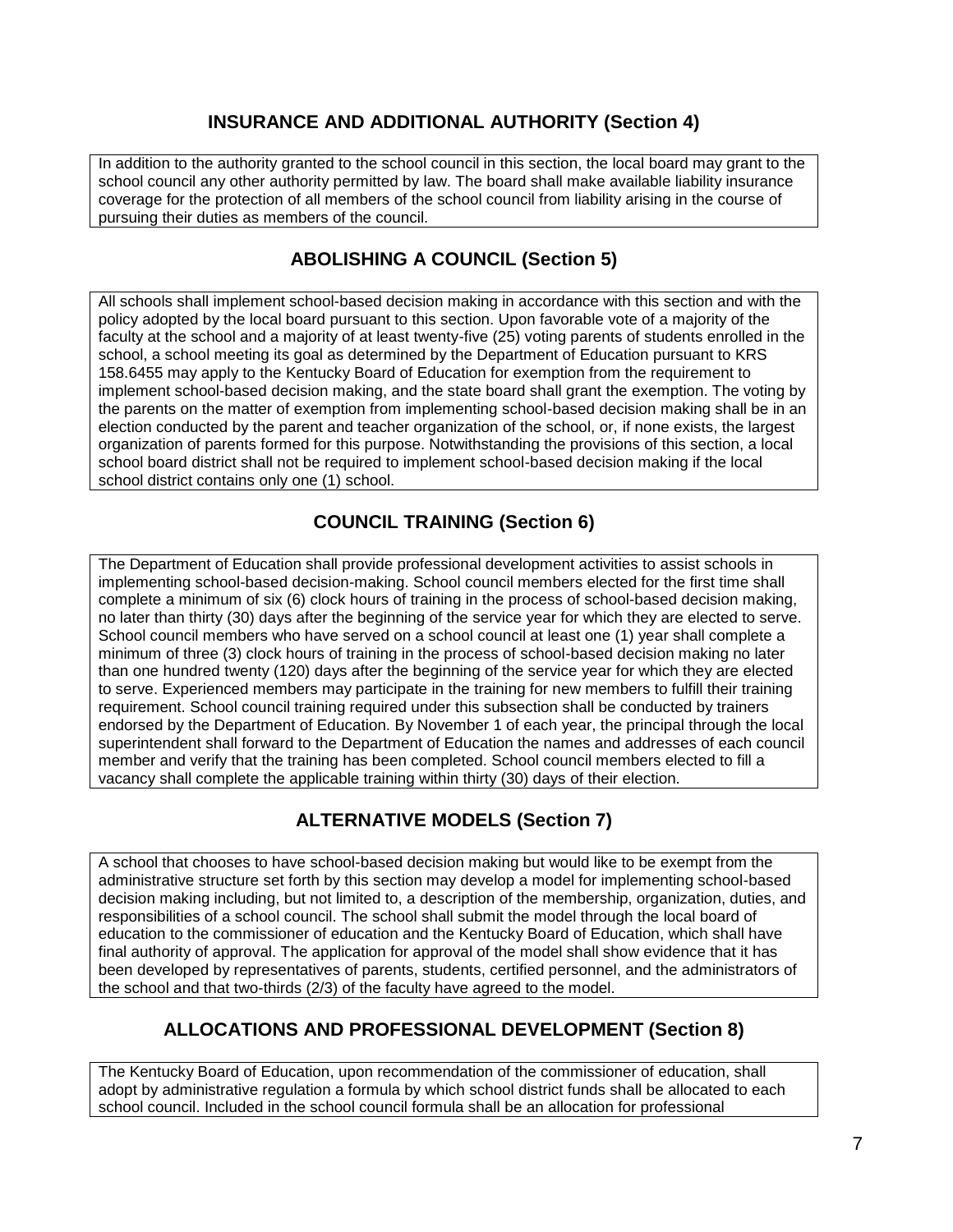## INSURANCE AND ADDITIONAL AUTHORITY (Section 4)

In addition to the authority granted to the school council in this section, the local board may grant to the school council any other authority permitted by law. The board shall make available liability insurance coverage for the protection of all members of the school council from liability arising in the course of pursuing their duties as members of the council.

## ABOLISHING A COUNCIL (Section 5)

All schools shall implement school-based decision making in accordance with this section and with the policy adopted by the local board pursuant to this section. Upon favorable vote of a majority of the faculty at the school and a majority of at least twenty-five (25) voting parents of students enrolled in the school, a school meeting its goal as determined by the Department of Education pursuant to KRS 158.6455 may apply to the Kentucky Board of Education for exemption from the requirement to implement school-based decision making, and the state board shall grant the exemption. The voting by the parents on the matter of exemption from implementing school-based decision making shall be in an election conducted by the parent and teacher organization of the school, or, if none exists, the largest organization of parents formed for this purpose. Notwithstanding the provisions of this section, a local school board district shall not be required to implement school-based decision making if the local school district contains only one (1) school.

## COUNCIL TRAINING (Section 6)

The Department of Education shall provide professional development activities to assist schools in implementing school-based decision-making. School council members elected for the first time shall complete a minimum of six (6) clock hours of training in the process of school-based decision making, no later than thirty (30) days after the beginning of the service year for which they are elected to serve. School council members who have served on a school council at least one (1) year shall complete a minimum of three (3) clock hours of training in the process of school-based decision making no later than one hundred twenty (120) days after the beginning of the service year for which they are elected to serve. Experienced members may participate in the training for new members to fulfill their training requirement. School council training required under this subsection shall be conducted by trainers endorsed by the Department of Education. By November 1 of each year, the principal through the local superintendent shall forward to the Department of Education the names and addresses of each council member and verify that the training has been completed. School council members elected to fill a vacancy shall complete the applicable training within thirty (30) days of their election.

## ALTERNATIVE MODELS (Section 7)

A school that chooses to have school-based decision making but would like to be exempt from the administrative structure set forth by this section may develop a model for implementing school-based decision making including, but not limited to, a description of the membership, organization, duties, and responsibilities of a school council. The school shall submit the model through the local board of education to the commissioner of education and the Kentucky Board of Education, which shall have final authority of approval. The application for approval of the model shall show evidence that it has been developed by representatives of parents, students, certified personnel, and the administrators of the school and that two-thirds (2/3) of the faculty have agreed to the model.

## ALLOCATIONS AND PROFESSIONAL DEVELOPMENT (Section 8)

The Kentucky Board of Education, upon recommendation of the commissioner of education, shall adopt by administrative regulation a formula by which school district funds shall be allocated to each school council. Included in the school council formula shall be an allocation for professional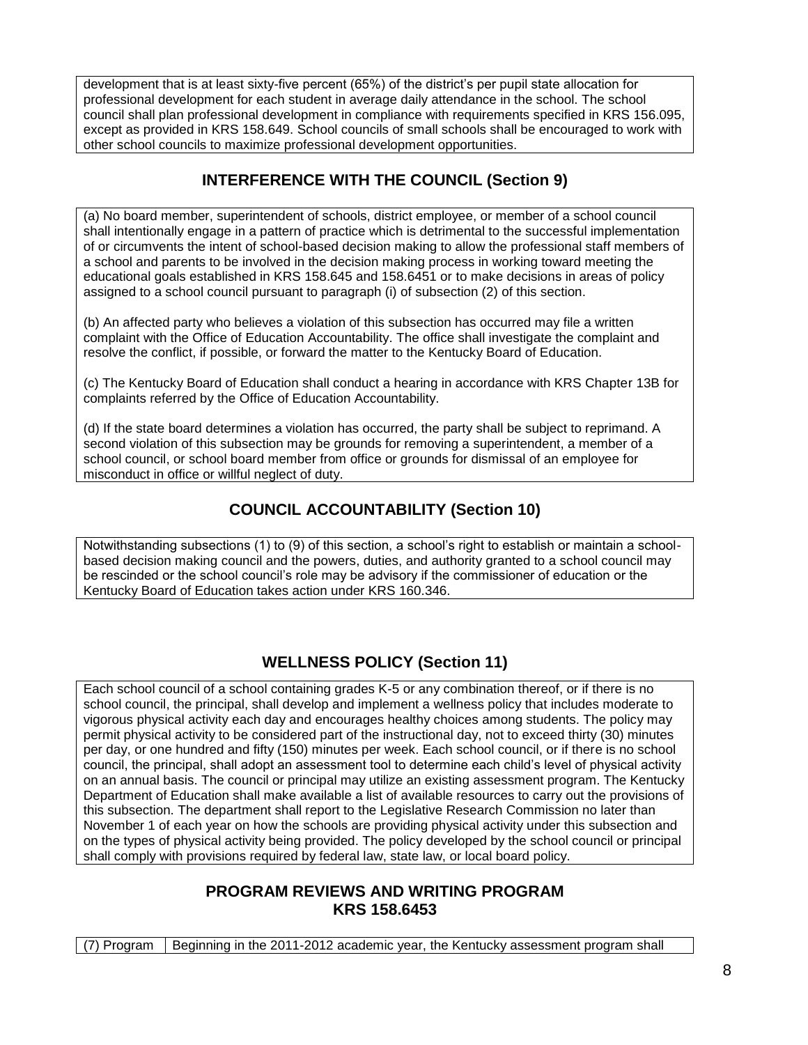development that is at least sixty-five percent (65%) of the district's per pupil state allocation for professional development for each student in average daily attendance in the school. The school council shall plan professional development in compliance with requirements specified in KRS 156.095, except as provided in KRS 158.649. School councils of small schools shall be encouraged to work with other school councils to maximize professional development opportunities.

## INTERFERENCE WITH THE COUNCIL (Section 9)

(a) No board member, superintendent of schools, district employee, or member of a school council shall intentionally engage in a pattern of practice which is detrimental to the successful implementation of or circumvents the intent of school-based decision making to allow the professional staff members of a school and parents to be involved in the decision making process in working toward meeting the educational goals established in KRS 158.645 and 158.6451 or to make decisions in areas of policy assigned to a school council pursuant to paragraph (i) of subsection (2) of this section.

(b) An affected party who believes a violation of this subsection has occurred may file a written complaint with the Office of Education Accountability. The office shall investigate the complaint and resolve the conflict, if possible, or forward the matter to the Kentucky Board of Education.

(c) The Kentucky Board of Education shall conduct a hearing in accordance with KRS Chapter 13B for complaints referred by the Office of Education Accountability.

(d) If the state board determines a violation has occurred, the party shall be subject to reprimand. A second violation of this subsection may be grounds for removing a superintendent, a member of a school council, or school board member from office or grounds for dismissal of an employee for misconduct in office or willful neglect of duty.

## COUNCIL ACCOUNTABILITY (Section 10)

Notwithstanding subsections (1) to (9) of this section, a school's right to establish or maintain a school-based decision making council and the powers, duties, and authority granted to a school council may be rescinded or the school council's role may be advisory if the commissioner of education or the Kentucky Board of Education takes action under KRS 160.346.

## WELLNESS POLICY (Section 11)

Each school council of a school containing grades K-5 or any combination thereof, or if there is no school council, the principal, shall develop and implement a wellness policy that includes moderate to vigorous physical activity each day and encourages healthy choices among students. The policy may permit physical activity to be considered part of the instructional day, not to exceed thirty (30) minutes per day, or one hundred and fifty (150) minutes per week. Each school council, or if there is no school council, the principal, shall adopt an assessment tool to determine each child's level of physical activity on an annual basis. The council or principal may utilize an existing assessment program. The Kentucky Department of Education shall make available a list of available resources to carry out the provisions of this subsection. The department shall report to the Legislative Research Commission no later than November 1 of each year on how the schools are providing physical activity under this subsection and on the types of physical activity being provided. The policy developed by the school council or principal shall comply with provisions required by federal law, state law, or local board policy.

## PROGRAM REVIEWS AND WRITING PROGRAM
## KRS 158.6453

| (7) Program | Beginning in the 2011-2012 academic year, the Kentucky assessment program shall |
|---|---|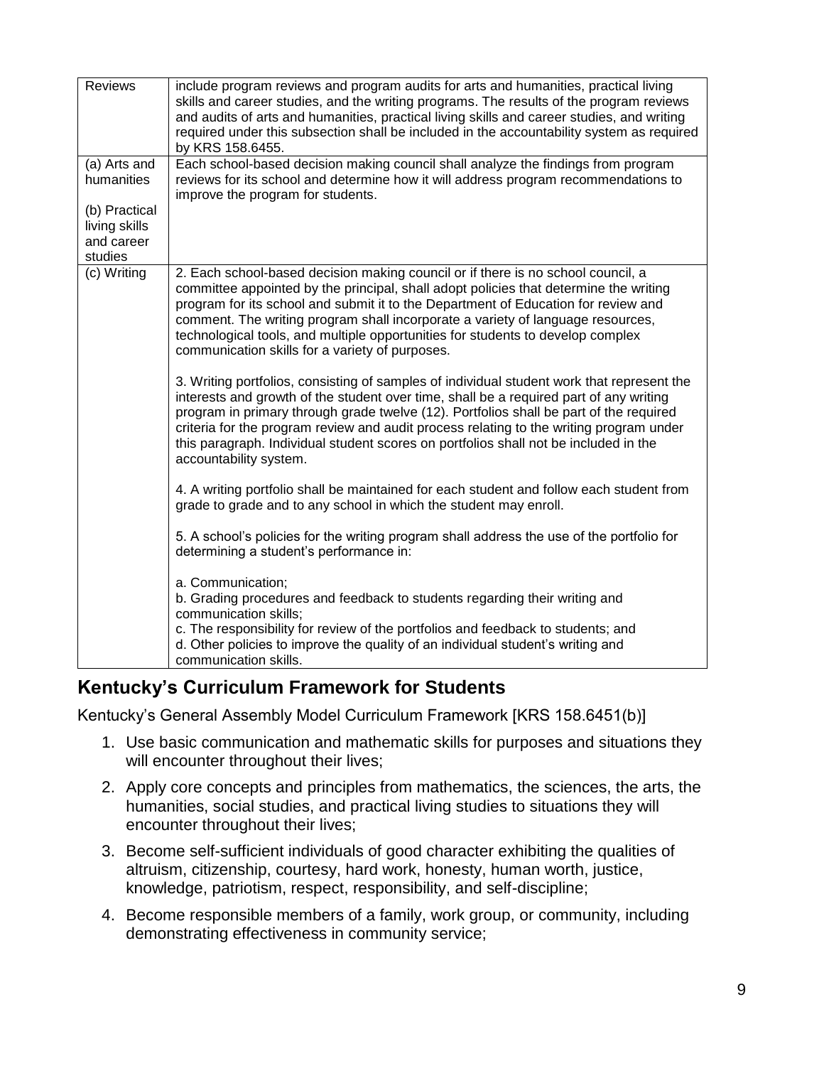| Reviews | include program reviews and program audits for arts and humanities, practical living skills and career studies, and the writing programs. The results of the program reviews and audits of arts and humanities, practical living skills and career studies, and writing required under this subsection shall be included in the accountability system as required by KRS 158.6455. |
|---|---|
| (a) Arts and humanities<br><br>(b) Practical living skills and career studies | Each school-based decision making council shall analyze the findings from program reviews for its school and determine how it will address program recommendations to improve the program for students. |
| (c) Writing | 2. Each school-based decision making council or if there is no school council, a committee appointed by the principal, shall adopt policies that determine the writing program for its school and submit it to the Department of Education for review and comment. The writing program shall incorporate a variety of language resources, technological tools, and multiple opportunities for students to develop complex communication skills for a variety of purposes.<br><br>3. Writing portfolios, consisting of samples of individual student work that represent the interests and growth of the student over time, shall be a required part of any writing program in primary through grade twelve (12). Portfolios shall be part of the required criteria for the program review and audit process relating to the writing program under this paragraph. Individual student scores on portfolios shall not be included in the accountability system.<br><br>4. A writing portfolio shall be maintained for each student and follow each student from grade to grade and to any school in which the student may enroll.<br><br>5. A school's policies for the writing program shall address the use of the portfolio for determining a student's performance in:<br><br>a. Communication;<br>b. Grading procedures and feedback to students regarding their writing and communication skills;<br>c. The responsibility for review of the portfolios and feedback to students; and<br>d. Other policies to improve the quality of an individual student's writing and communication skills. |

## Kentucky's Curriculum Framework for Students

Kentucky's General Assembly Model Curriculum Framework [KRS 158.6451(b)]

1. Use basic communication and mathematic skills for purposes and situations they will encounter throughout their lives;
2. Apply core concepts and principles from mathematics, the sciences, the arts, the humanities, social studies, and practical living studies to situations they will encounter throughout their lives;
3. Become self-sufficient individuals of good character exhibiting the qualities of altruism, citizenship, courtesy, hard work, honesty, human worth, justice, knowledge, patriotism, respect, responsibility, and self-discipline;
4. Become responsible members of a family, work group, or community, including demonstrating effectiveness in community service;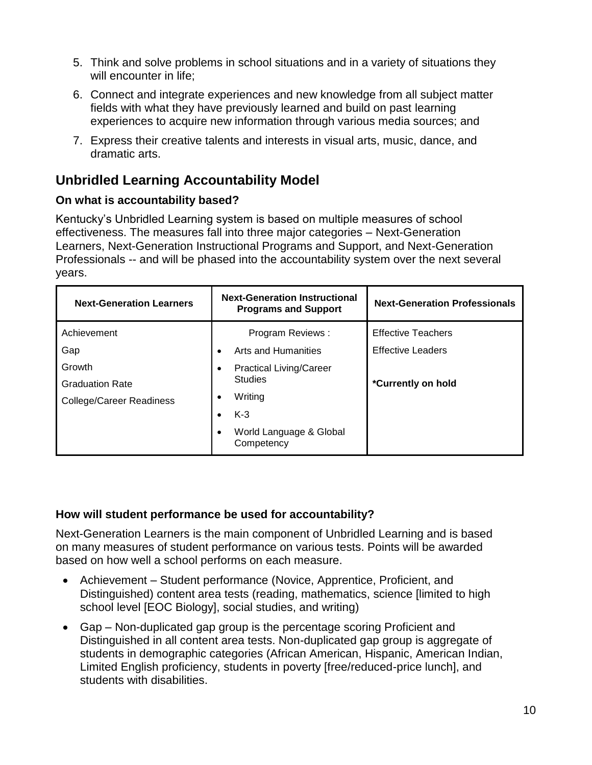5. Think and solve problems in school situations and in a variety of situations they will encounter in life;
6. Connect and integrate experiences and new knowledge from all subject matter fields with what they have previously learned and build on past learning experiences to acquire new information through various media sources; and
7. Express their creative talents and interests in visual arts, music, dance, and dramatic arts.

## Unbridled Learning Accountability Model

### On what is accountability based?

Kentucky's Unbridled Learning system is based on multiple measures of school effectiveness. The measures fall into three major categories – Next-Generation Learners, Next-Generation Instructional Programs and Support, and Next-Generation Professionals -- and will be phased into the accountability system over the next several years.

| Next-Generation Learners | Next-Generation Instructional Programs and Support | Next-Generation Professionals |
|---|---|---|
| Achievement<br>Gap<br>Growth<br>Graduation Rate<br>College/Career Readiness | Program Reviews :<br>• Arts and Humanities<br>• Practical Living/Career Studies<br>• Writing<br>• K-3<br>• World Language & Global Competency | Effective Teachers<br>Effective Leaders<br><br>**\*Currently on hold** |

### How will student performance be used for accountability?

Next-Generation Learners is the main component of Unbridled Learning and is based on many measures of student performance on various tests. Points will be awarded based on how well a school performs on each measure.

- Achievement – Student performance (Novice, Apprentice, Proficient, and Distinguished) content area tests (reading, mathematics, science [limited to high school level [EOC Biology], social studies, and writing)
- Gap – Non-duplicated gap group is the percentage scoring Proficient and Distinguished in all content area tests. Non-duplicated gap group is aggregate of students in demographic categories (African American, Hispanic, American Indian, Limited English proficiency, students in poverty [free/reduced-price lunch], and students with disabilities.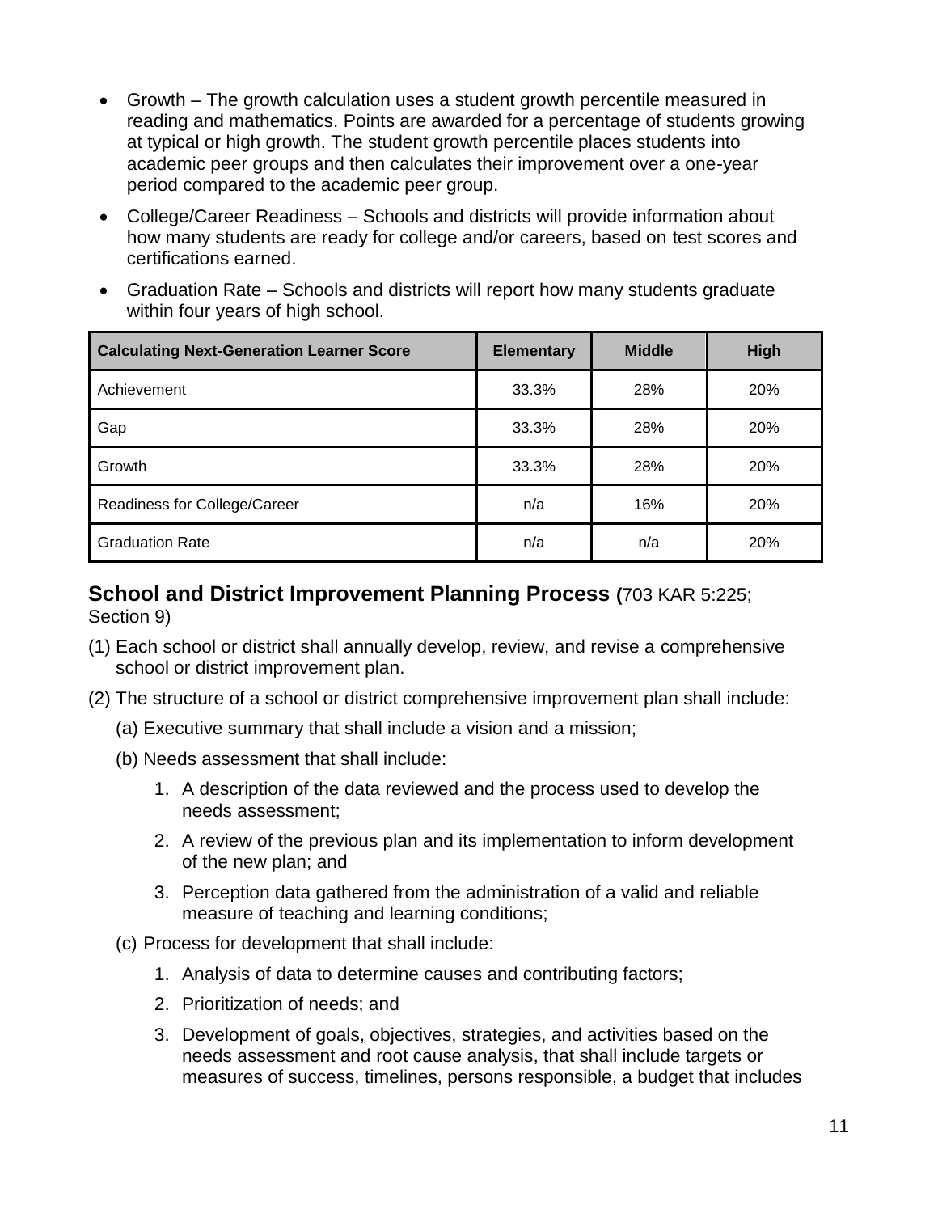- Growth – The growth calculation uses a student growth percentile measured in reading and mathematics. Points are awarded for a percentage of students growing at typical or high growth. The student growth percentile places students into academic peer groups and then calculates their improvement over a one-year period compared to the academic peer group.
- College/Career Readiness – Schools and districts will provide information about how many students are ready for college and/or careers, based on test scores and certifications earned.
- Graduation Rate – Schools and districts will report how many students graduate within four years of high school.

| Calculating Next-Generation Learner Score | Elementary | Middle | High |
|---|---|---|---|
| Achievement | 33.3% | 28% | 20% |
| Gap | 33.3% | 28% | 20% |
| Growth | 33.3% | 28% | 20% |
| Readiness for College/Career | n/a | 16% | 20% |
| Graduation Rate | n/a | n/a | 20% |

## School and District Improvement Planning Process (703 KAR 5:225; Section 9)

(1) Each school or district shall annually develop, review, and revise a comprehensive school or district improvement plan.

(2) The structure of a school or district comprehensive improvement plan shall include:

(a) Executive summary that shall include a vision and a mission;

(b) Needs assessment that shall include:

1. A description of the data reviewed and the process used to develop the needs assessment;
2. A review of the previous plan and its implementation to inform development of the new plan; and
3. Perception data gathered from the administration of a valid and reliable measure of teaching and learning conditions;

(c) Process for development that shall include:

1. Analysis of data to determine causes and contributing factors;
2. Prioritization of needs; and
3. Development of goals, objectives, strategies, and activities based on the needs assessment and root cause analysis, that shall include targets or measures of success, timelines, persons responsible, a budget that includes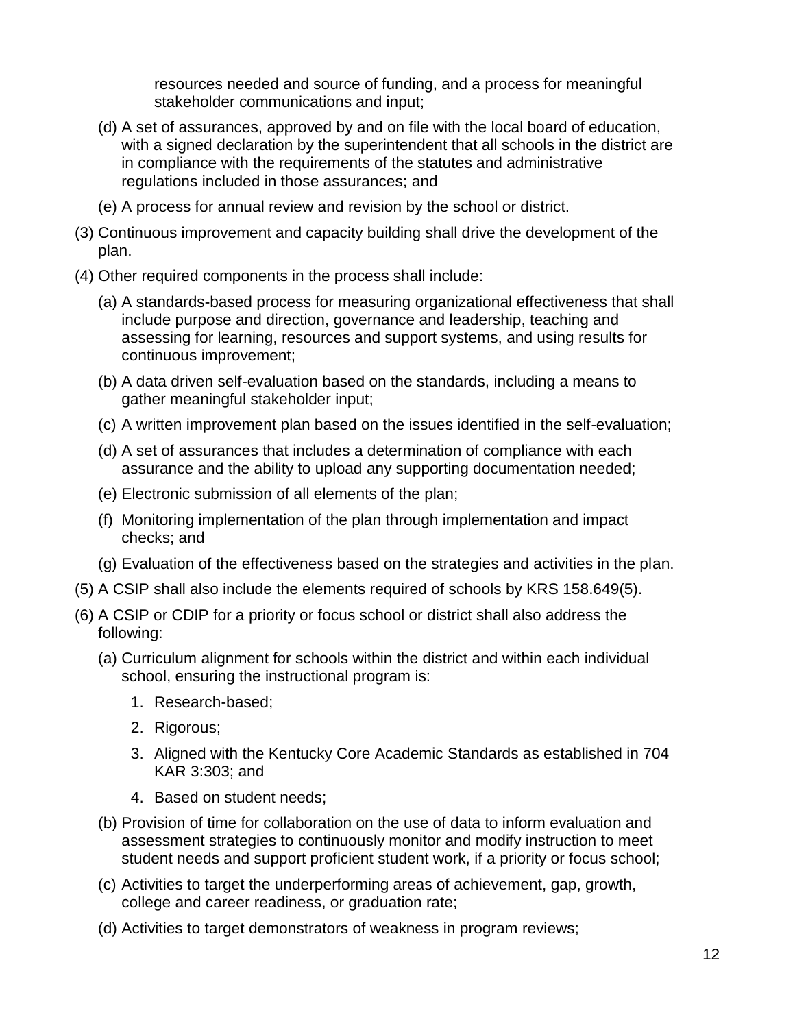resources needed and source of funding, and a process for meaningful stakeholder communications and input;

(d) A set of assurances, approved by and on file with the local board of education, with a signed declaration by the superintendent that all schools in the district are in compliance with the requirements of the statutes and administrative regulations included in those assurances; and

(e) A process for annual review and revision by the school or district.

(3) Continuous improvement and capacity building shall drive the development of the plan.

(4) Other required components in the process shall include:

(a) A standards-based process for measuring organizational effectiveness that shall include purpose and direction, governance and leadership, teaching and assessing for learning, resources and support systems, and using results for continuous improvement;

(b) A data driven self-evaluation based on the standards, including a means to gather meaningful stakeholder input;

(c) A written improvement plan based on the issues identified in the self-evaluation;

(d) A set of assurances that includes a determination of compliance with each assurance and the ability to upload any supporting documentation needed;

(e) Electronic submission of all elements of the plan;

(f) Monitoring implementation of the plan through implementation and impact checks; and

(g) Evaluation of the effectiveness based on the strategies and activities in the plan.

(5) A CSIP shall also include the elements required of schools by KRS 158.649(5).

(6) A CSIP or CDIP for a priority or focus school or district shall also address the following:

(a) Curriculum alignment for schools within the district and within each individual school, ensuring the instructional program is:

1. Research-based;
2. Rigorous;
3. Aligned with the Kentucky Core Academic Standards as established in 704 KAR 3:303; and
4. Based on student needs;

(b) Provision of time for collaboration on the use of data to inform evaluation and assessment strategies to continuously monitor and modify instruction to meet student needs and support proficient student work, if a priority or focus school;

(c) Activities to target the underperforming areas of achievement, gap, growth, college and career readiness, or graduation rate;

(d) Activities to target demonstrators of weakness in program reviews;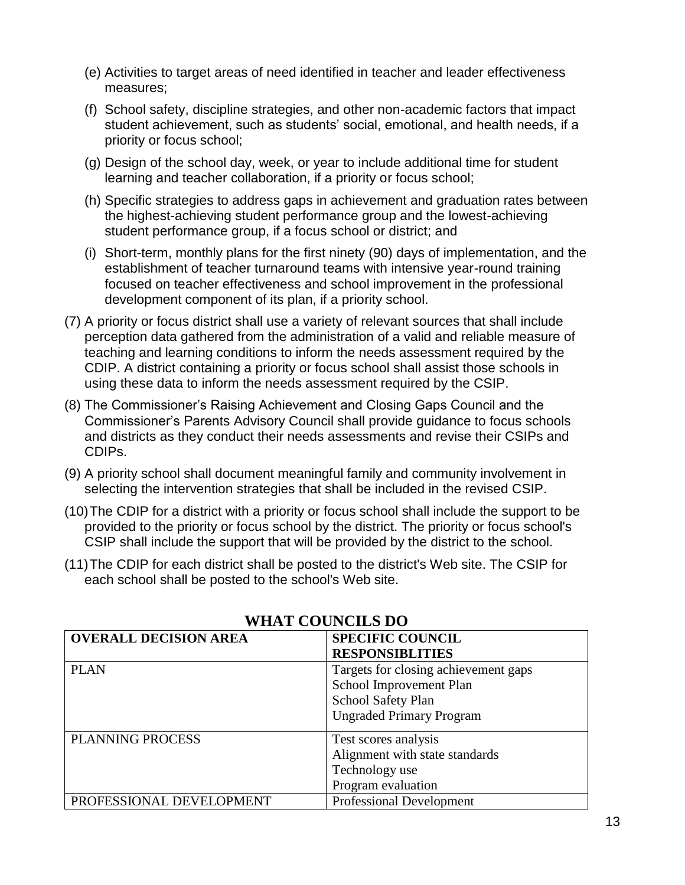(e) Activities to target areas of need identified in teacher and leader effectiveness measures;

(f) School safety, discipline strategies, and other non-academic factors that impact student achievement, such as students' social, emotional, and health needs, if a priority or focus school;

(g) Design of the school day, week, or year to include additional time for student learning and teacher collaboration, if a priority or focus school;

(h) Specific strategies to address gaps in achievement and graduation rates between the highest-achieving student performance group and the lowest-achieving student performance group, if a focus school or district; and

(i) Short-term, monthly plans for the first ninety (90) days of implementation, and the establishment of teacher turnaround teams with intensive year-round training focused on teacher effectiveness and school improvement in the professional development component of its plan, if a priority school.

(7) A priority or focus district shall use a variety of relevant sources that shall include perception data gathered from the administration of a valid and reliable measure of teaching and learning conditions to inform the needs assessment required by the CDIP. A district containing a priority or focus school shall assist those schools in using these data to inform the needs assessment required by the CSIP.

(8) The Commissioner's Raising Achievement and Closing Gaps Council and the Commissioner's Parents Advisory Council shall provide guidance to focus schools and districts as they conduct their needs assessments and revise their CSIPs and CDIPs.

(9) A priority school shall document meaningful family and community involvement in selecting the intervention strategies that shall be included in the revised CSIP.

(10) The CDIP for a district with a priority or focus school shall include the support to be provided to the priority or focus school by the district. The priority or focus school's CSIP shall include the support that will be provided by the district to the school.

(11) The CDIP for each district shall be posted to the district's Web site. The CSIP for each school shall be posted to the school's Web site.

## WHAT COUNCILS DO

| **OVERALL DECISION AREA** | **SPECIFIC COUNCIL RESPONSIBLITIES** |
|---|---|
| PLAN | Targets for closing achievement gaps<br>School Improvement Plan<br>School Safety Plan<br>Ungraded Primary Program |
| PLANNING PROCESS | Test scores analysis<br>Alignment with state standards<br>Technology use<br>Program evaluation |
| PROFESSIONAL DEVELOPMENT | Professional Development |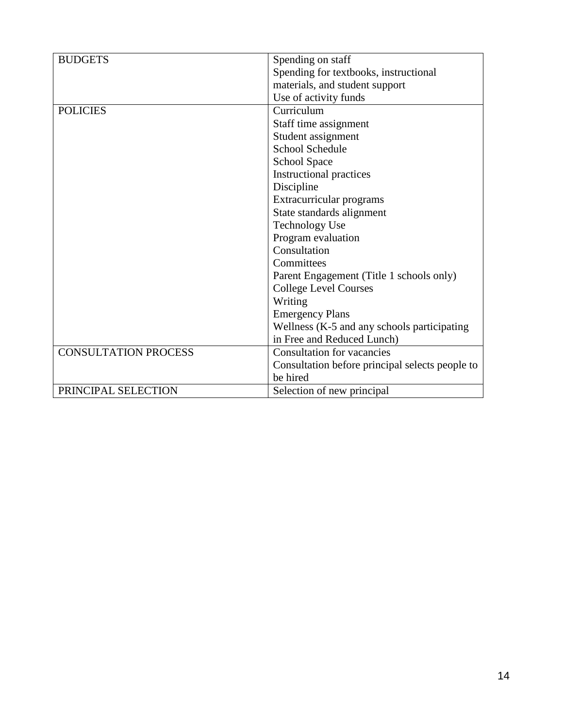| BUDGETS | Spending on staff<br>Spending for textbooks, instructional materials, and student support<br>Use of activity funds |
|---|---|
| POLICIES | Curriculum<br>Staff time assignment<br>Student assignment<br>School Schedule<br>School Space<br>Instructional practices<br>Discipline<br>Extracurricular programs<br>State standards alignment<br>Technology Use<br>Program evaluation<br>Consultation<br>Committees<br>Parent Engagement (Title 1 schools only)<br>College Level Courses<br>Writing<br>Emergency Plans<br>Wellness (K-5 and any schools participating in Free and Reduced Lunch) |
| CONSULTATION PROCESS | Consultation for vacancies<br>Consultation before principal selects people to be hired |
| PRINCIPAL SELECTION | Selection of new principal |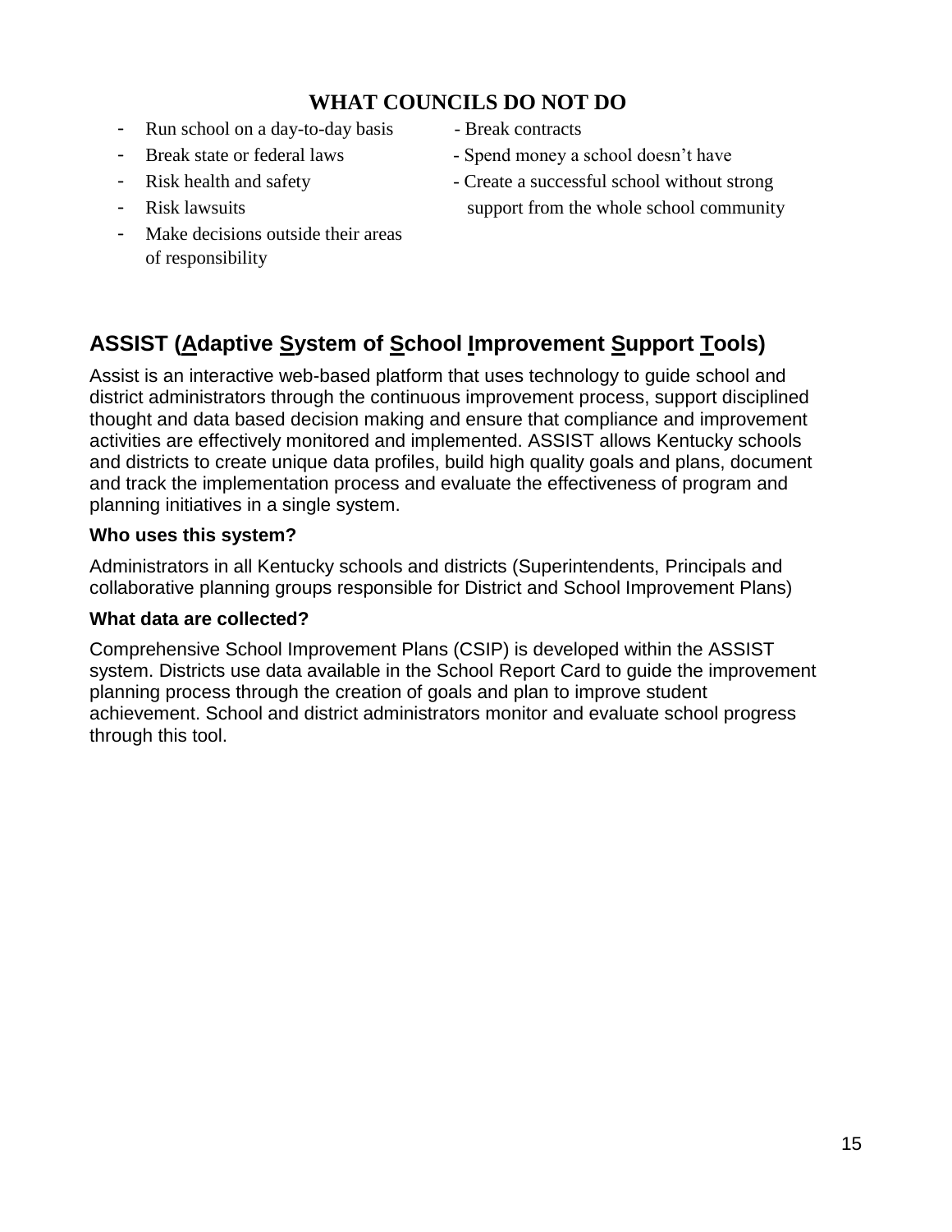## WHAT COUNCILS DO NOT DO

- Run school on a day-to-day basis
- Break state or federal laws
- Risk health and safety
- Risk lawsuits
- Make decisions outside their areas of responsibility
- Break contracts
- Spend money a school doesn't have
- Create a successful school without strong support from the whole school community

## ASSIST (Adaptive System of School Improvement Support Tools)

Assist is an interactive web-based platform that uses technology to guide school and district administrators through the continuous improvement process, support disciplined thought and data based decision making and ensure that compliance and improvement activities are effectively monitored and implemented. ASSIST allows Kentucky schools and districts to create unique data profiles, build high quality goals and plans, document and track the implementation process and evaluate the effectiveness of program and planning initiatives in a single system.

**Who uses this system?**

Administrators in all Kentucky schools and districts (Superintendents, Principals and collaborative planning groups responsible for District and School Improvement Plans)

**What data are collected?**

Comprehensive School Improvement Plans (CSIP) is developed within the ASSIST system. Districts use data available in the School Report Card to guide the improvement planning process through the creation of goals and plan to improve student achievement. School and district administrators monitor and evaluate school progress through this tool.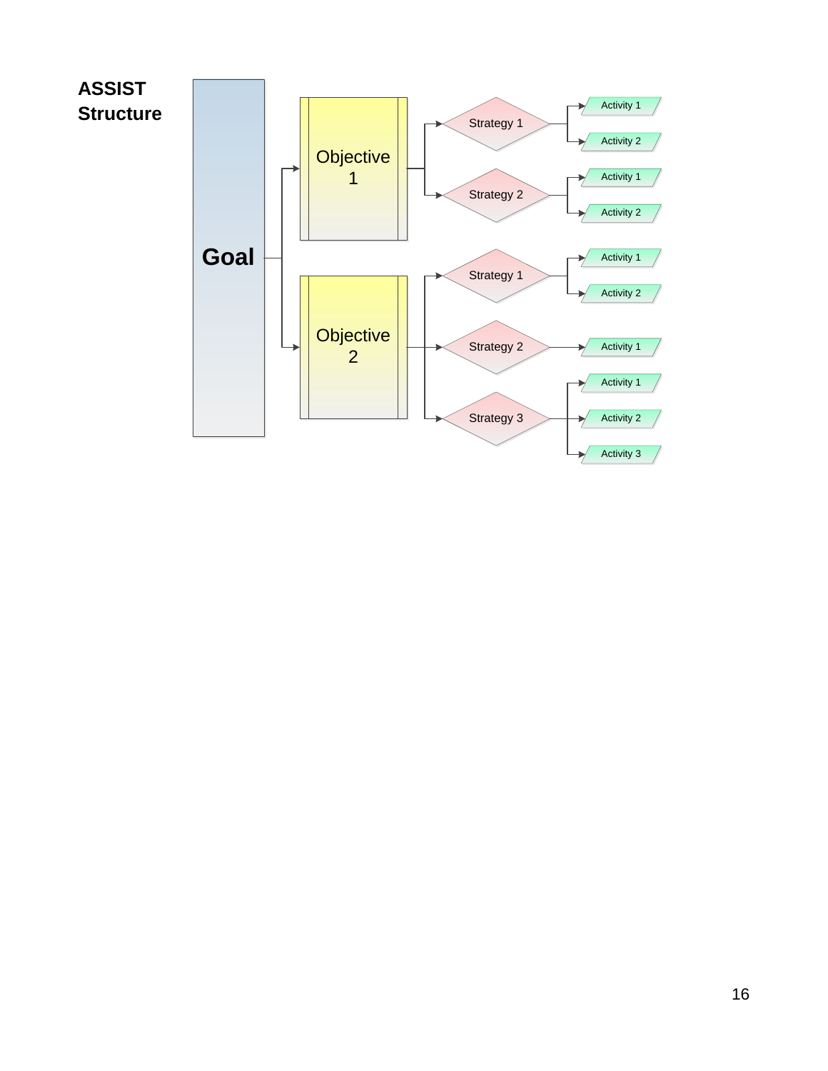## ASSIST Structure

- **Goal**
  - Objective 1
    - Strategy 1
      - Activity 1
      - Activity 2
    - Strategy 2
      - Activity 1
      - Activity 2
  - Objective 2
    - Strategy 1
      - Activity 1
      - Activity 2
    - Strategy 2
      - Activity 1
    - Strategy 3
      - Activity 1
      - Activity 2
      - Activity 3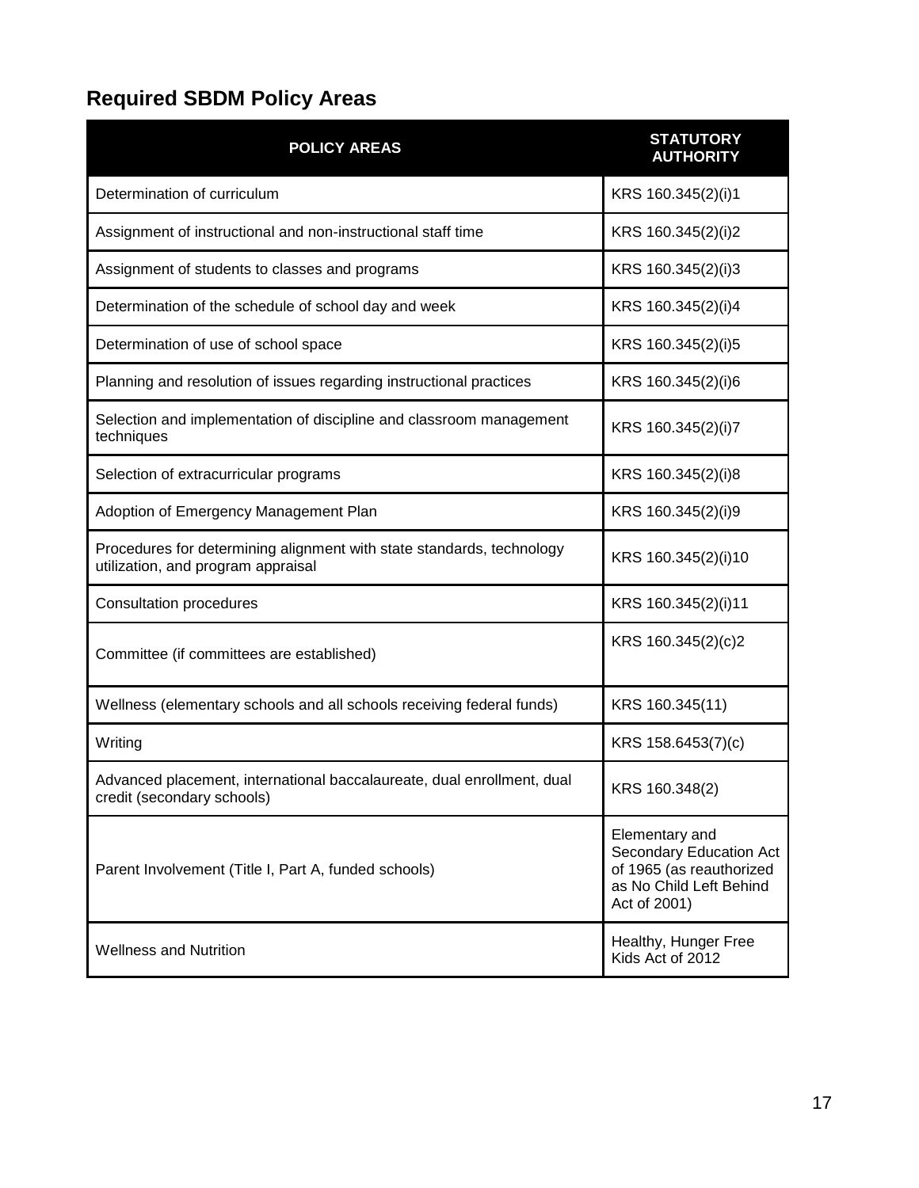## Required SBDM Policy Areas

| POLICY AREAS | STATUTORY AUTHORITY |
| --- | --- |
| Determination of curriculum | KRS 160.345(2)(i)1 |
| Assignment of instructional and non-instructional staff time | KRS 160.345(2)(i)2 |
| Assignment of students to classes and programs | KRS 160.345(2)(i)3 |
| Determination of the schedule of school day and week | KRS 160.345(2)(i)4 |
| Determination of use of school space | KRS 160.345(2)(i)5 |
| Planning and resolution of issues regarding instructional practices | KRS 160.345(2)(i)6 |
| Selection and implementation of discipline and classroom management techniques | KRS 160.345(2)(i)7 |
| Selection of extracurricular programs | KRS 160.345(2)(i)8 |
| Adoption of Emergency Management Plan | KRS 160.345(2)(i)9 |
| Procedures for determining alignment with state standards, technology utilization, and program appraisal | KRS 160.345(2)(i)10 |
| Consultation procedures | KRS 160.345(2)(i)11 |
| Committee (if committees are established) | KRS 160.345(2)(c)2 |
| Wellness (elementary schools and all schools receiving federal funds) | KRS 160.345(11) |
| Writing | KRS 158.6453(7)(c) |
| Advanced placement, international baccalaureate, dual enrollment, dual credit (secondary schools) | KRS 160.348(2) |
| Parent Involvement (Title I, Part A, funded schools) | Elementary and Secondary Education Act of 1965 (as reauthorized as No Child Left Behind Act of 2001) |
| Wellness and Nutrition | Healthy, Hunger Free Kids Act of 2012 |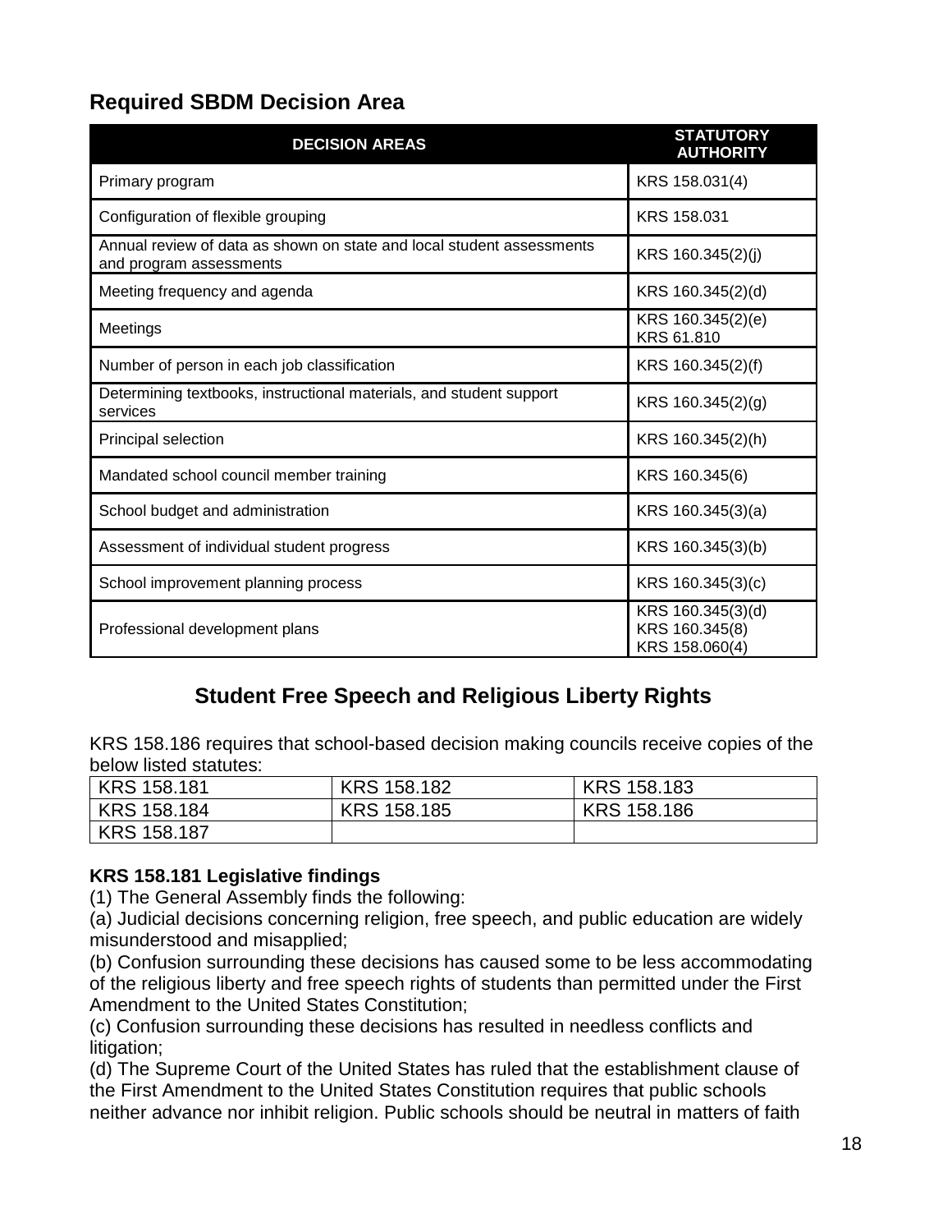## Required SBDM Decision Area

| DECISION AREAS | STATUTORY AUTHORITY |
|---|---|
| Primary program | KRS 158.031(4) |
| Configuration of flexible grouping | KRS 158.031 |
| Annual review of data as shown on state and local student assessments and program assessments | KRS 160.345(2)(j) |
| Meeting frequency and agenda | KRS 160.345(2)(d) |
| Meetings | KRS 160.345(2)(e)<br>KRS 61.810 |
| Number of person in each job classification | KRS 160.345(2)(f) |
| Determining textbooks, instructional materials, and student support services | KRS 160.345(2)(g) |
| Principal selection | KRS 160.345(2)(h) |
| Mandated school council member training | KRS 160.345(6) |
| School budget and administration | KRS 160.345(3)(a) |
| Assessment of individual student progress | KRS 160.345(3)(b) |
| School improvement planning process | KRS 160.345(3)(c) |
| Professional development plans | KRS 160.345(3)(d)<br>KRS 160.345(8)<br>KRS 158.060(4) |

## Student Free Speech and Religious Liberty Rights

KRS 158.186 requires that school-based decision making councils receive copies of the below listed statutes:

| | | |
|---|---|---|
| KRS 158.181 | KRS 158.182 | KRS 158.183 |
| KRS 158.184 | KRS 158.185 | KRS 158.186 |
| KRS 158.187 | | |

**KRS 158.181 Legislative findings**

(1) The General Assembly finds the following:

(a) Judicial decisions concerning religion, free speech, and public education are widely misunderstood and misapplied;

(b) Confusion surrounding these decisions has caused some to be less accommodating of the religious liberty and free speech rights of students than permitted under the First Amendment to the United States Constitution;

(c) Confusion surrounding these decisions has resulted in needless conflicts and litigation;

(d) The Supreme Court of the United States has ruled that the establishment clause of the First Amendment to the United States Constitution requires that public schools neither advance nor inhibit religion. Public schools should be neutral in matters of faith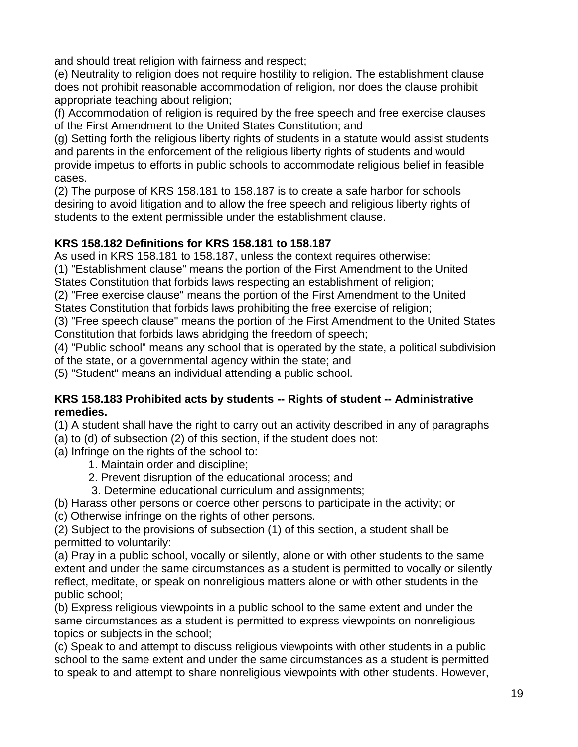and should treat religion with fairness and respect;

(e) Neutrality to religion does not require hostility to religion. The establishment clause does not prohibit reasonable accommodation of religion, nor does the clause prohibit appropriate teaching about religion;

(f) Accommodation of religion is required by the free speech and free exercise clauses of the First Amendment to the United States Constitution; and

(g) Setting forth the religious liberty rights of students in a statute would assist students and parents in the enforcement of the religious liberty rights of students and would provide impetus to efforts in public schools to accommodate religious belief in feasible cases.

(2) The purpose of KRS 158.181 to 158.187 is to create a safe harbor for schools desiring to avoid litigation and to allow the free speech and religious liberty rights of students to the extent permissible under the establishment clause.

**KRS 158.182 Definitions for KRS 158.181 to 158.187**

As used in KRS 158.181 to 158.187, unless the context requires otherwise:

(1) "Establishment clause" means the portion of the First Amendment to the United States Constitution that forbids laws respecting an establishment of religion;

(2) "Free exercise clause" means the portion of the First Amendment to the United States Constitution that forbids laws prohibiting the free exercise of religion;

(3) "Free speech clause" means the portion of the First Amendment to the United States Constitution that forbids laws abridging the freedom of speech;

(4) "Public school" means any school that is operated by the state, a political subdivision of the state, or a governmental agency within the state; and

(5) "Student" means an individual attending a public school.

**KRS 158.183 Prohibited acts by students -- Rights of student -- Administrative remedies.**

(1) A student shall have the right to carry out an activity described in any of paragraphs (a) to (d) of subsection (2) of this section, if the student does not:

(a) Infringe on the rights of the school to:

1. Maintain order and discipline;
2. Prevent disruption of the educational process; and
3. Determine educational curriculum and assignments;

(b) Harass other persons or coerce other persons to participate in the activity; or

(c) Otherwise infringe on the rights of other persons.

(2) Subject to the provisions of subsection (1) of this section, a student shall be permitted to voluntarily:

(a) Pray in a public school, vocally or silently, alone or with other students to the same extent and under the same circumstances as a student is permitted to vocally or silently reflect, meditate, or speak on nonreligious matters alone or with other students in the public school;

(b) Express religious viewpoints in a public school to the same extent and under the same circumstances as a student is permitted to express viewpoints on nonreligious topics or subjects in the school;

(c) Speak to and attempt to discuss religious viewpoints with other students in a public school to the same extent and under the same circumstances as a student is permitted to speak to and attempt to share nonreligious viewpoints with other students. However,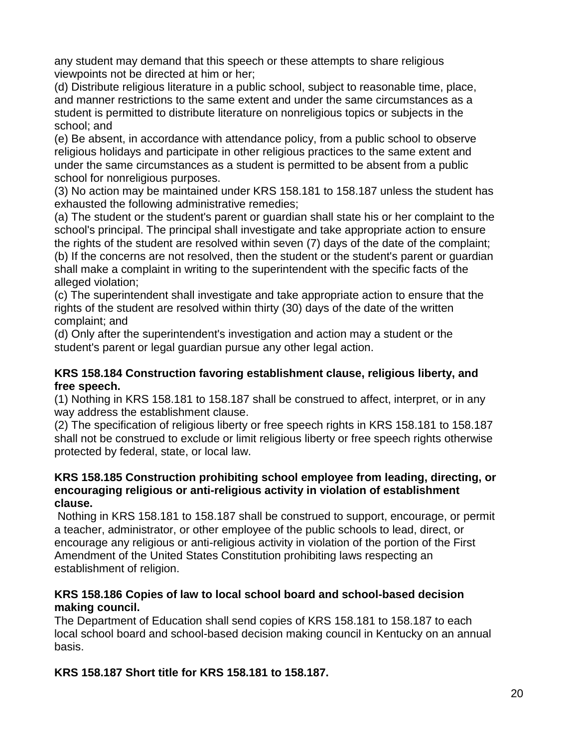any student may demand that this speech or these attempts to share religious viewpoints not be directed at him or her;

(d) Distribute religious literature in a public school, subject to reasonable time, place, and manner restrictions to the same extent and under the same circumstances as a student is permitted to distribute literature on nonreligious topics or subjects in the school; and

(e) Be absent, in accordance with attendance policy, from a public school to observe religious holidays and participate in other religious practices to the same extent and under the same circumstances as a student is permitted to be absent from a public school for nonreligious purposes.

(3) No action may be maintained under KRS 158.181 to 158.187 unless the student has exhausted the following administrative remedies;

(a) The student or the student's parent or guardian shall state his or her complaint to the school's principal. The principal shall investigate and take appropriate action to ensure the rights of the student are resolved within seven (7) days of the date of the complaint;

(b) If the concerns are not resolved, then the student or the student's parent or guardian shall make a complaint in writing to the superintendent with the specific facts of the alleged violation;

(c) The superintendent shall investigate and take appropriate action to ensure that the rights of the student are resolved within thirty (30) days of the date of the written complaint; and

(d) Only after the superintendent's investigation and action may a student or the student's parent or legal guardian pursue any other legal action.

**KRS 158.184 Construction favoring establishment clause, religious liberty, and free speech.**

(1) Nothing in KRS 158.181 to 158.187 shall be construed to affect, interpret, or in any way address the establishment clause.

(2) The specification of religious liberty or free speech rights in KRS 158.181 to 158.187 shall not be construed to exclude or limit religious liberty or free speech rights otherwise protected by federal, state, or local law.

**KRS 158.185 Construction prohibiting school employee from leading, directing, or encouraging religious or anti-religious activity in violation of establishment clause.**

Nothing in KRS 158.181 to 158.187 shall be construed to support, encourage, or permit a teacher, administrator, or other employee of the public schools to lead, direct, or encourage any religious or anti-religious activity in violation of the portion of the First Amendment of the United States Constitution prohibiting laws respecting an establishment of religion.

**KRS 158.186 Copies of law to local school board and school-based decision making council.**

The Department of Education shall send copies of KRS 158.181 to 158.187 to each local school board and school-based decision making council in Kentucky on an annual basis.

**KRS 158.187 Short title for KRS 158.181 to 158.187.**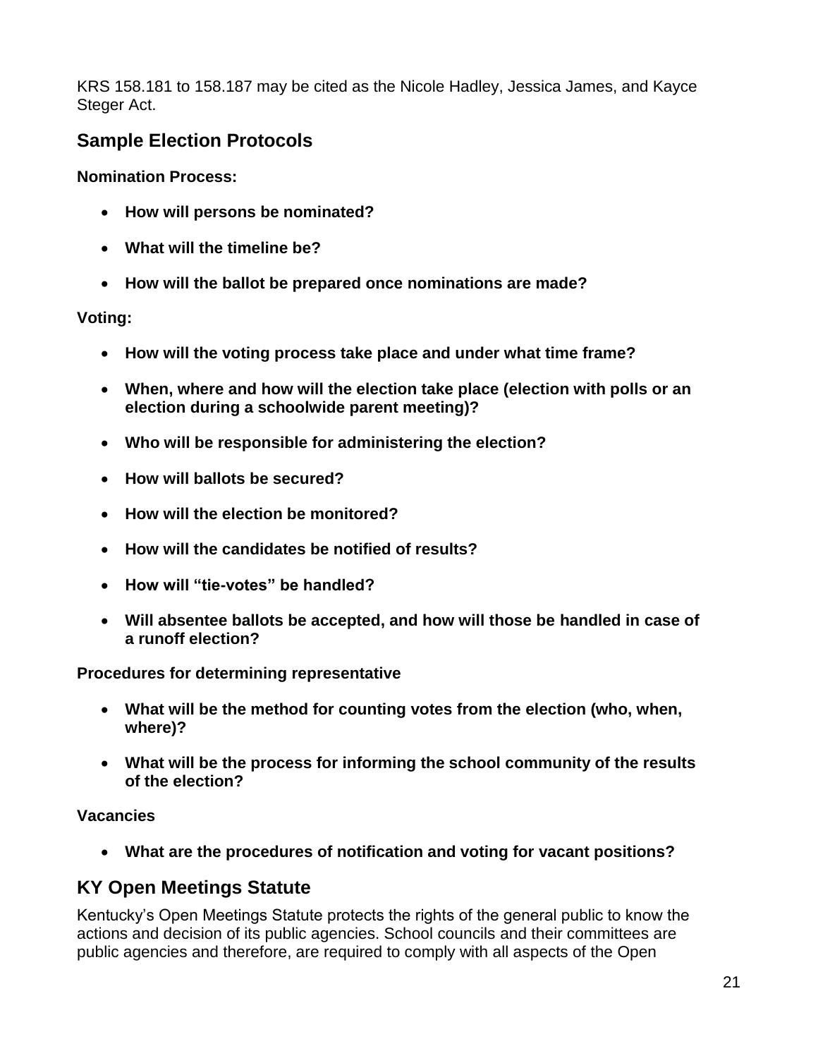KRS 158.181 to 158.187 may be cited as the Nicole Hadley, Jessica James, and Kayce Steger Act.

## Sample Election Protocols

**Nomination Process:**

- **How will persons be nominated?**
- **What will the timeline be?**
- **How will the ballot be prepared once nominations are made?**

**Voting:**

- **How will the voting process take place and under what time frame?**
- **When, where and how will the election take place (election with polls or an election during a schoolwide parent meeting)?**
- **Who will be responsible for administering the election?**
- **How will ballots be secured?**
- **How will the election be monitored?**
- **How will the candidates be notified of results?**
- **How will "tie-votes" be handled?**
- **Will absentee ballots be accepted, and how will those be handled in case of a runoff election?**

**Procedures for determining representative**

- **What will be the method for counting votes from the election (who, when, where)?**
- **What will be the process for informing the school community of the results of the election?**

**Vacancies**

- **What are the procedures of notification and voting for vacant positions?**

## KY Open Meetings Statute

Kentucky's Open Meetings Statute protects the rights of the general public to know the actions and decision of its public agencies. School councils and their committees are public agencies and therefore, are required to comply with all aspects of the Open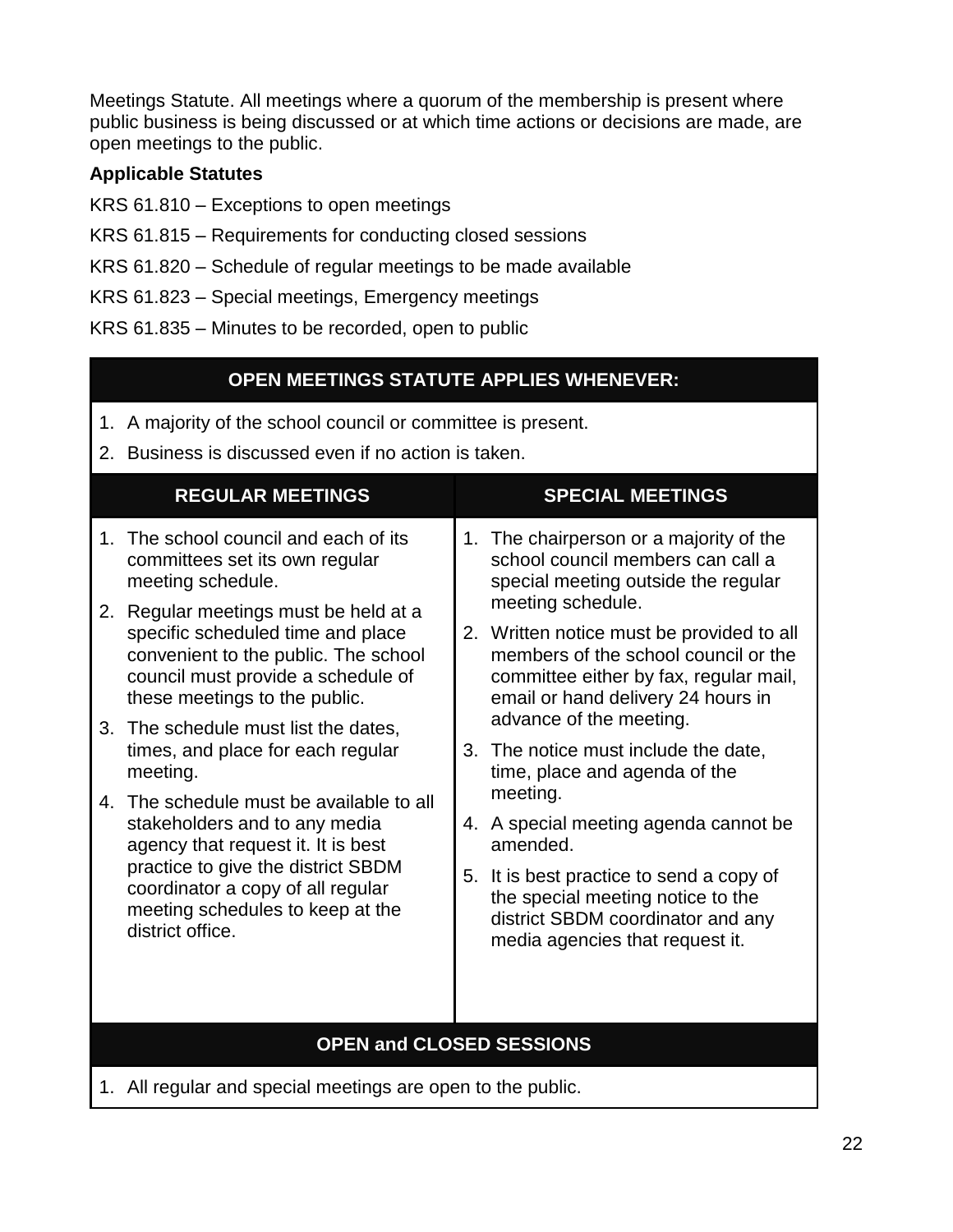Meetings Statute. All meetings where a quorum of the membership is present where public business is being discussed or at which time actions or decisions are made, are open meetings to the public.

**Applicable Statutes**

KRS 61.810 – Exceptions to open meetings

KRS 61.815 – Requirements for conducting closed sessions

KRS 61.820 – Schedule of regular meetings to be made available

KRS 61.823 – Special meetings, Emergency meetings

KRS 61.835 – Minutes to be recorded, open to public

| **OPEN MEETINGS STATUTE APPLIES WHENEVER:** | |
|---|---|
| 1. A majority of the school council or committee is present.<br>2. Business is discussed even if no action is taken. | |
| **REGULAR MEETINGS** | **SPECIAL MEETINGS** |
| 1. The school council and each of its committees set its own regular meeting schedule.<br>2. Regular meetings must be held at a specific scheduled time and place convenient to the public. The school council must provide a schedule of these meetings to the public.<br>3. The schedule must list the dates, times, and place for each regular meeting.<br>4. The schedule must be available to all stakeholders and to any media agency that request it. It is best practice to give the district SBDM coordinator a copy of all regular meeting schedules to keep at the district office. | 1. The chairperson or a majority of the school council members can call a special meeting outside the regular meeting schedule.<br>2. Written notice must be provided to all members of the school council or the committee either by fax, regular mail, email or hand delivery 24 hours in advance of the meeting.<br>3. The notice must include the date, time, place and agenda of the meeting.<br>4. A special meeting agenda cannot be amended.<br>5. It is best practice to send a copy of the special meeting notice to the district SBDM coordinator and any media agencies that request it. |
| **OPEN and CLOSED SESSIONS** | |
| 1. All regular and special meetings are open to the public. | |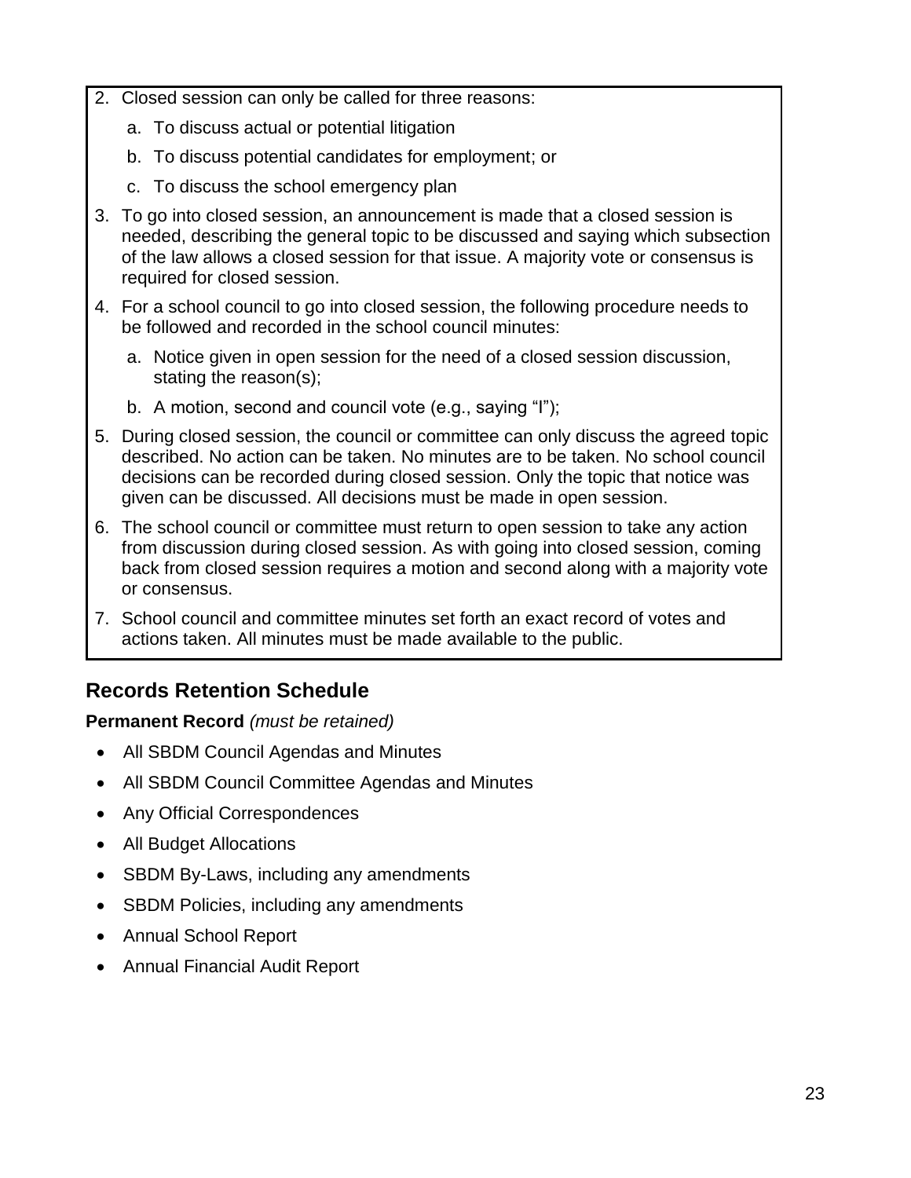2. Closed session can only be called for three reasons:
    a. To discuss actual or potential litigation
    b. To discuss potential candidates for employment; or
    c. To discuss the school emergency plan
3. To go into closed session, an announcement is made that a closed session is needed, describing the general topic to be discussed and saying which subsection of the law allows a closed session for that issue. A majority vote or consensus is required for closed session.
4. For a school council to go into closed session, the following procedure needs to be followed and recorded in the school council minutes:
    a. Notice given in open session for the need of a closed session discussion, stating the reason(s);
    b. A motion, second and council vote (e.g., saying "I");
5. During closed session, the council or committee can only discuss the agreed topic described. No action can be taken. No minutes are to be taken. No school council decisions can be recorded during closed session. Only the topic that notice was given can be discussed. All decisions must be made in open session.
6. The school council or committee must return to open session to take any action from discussion during closed session. As with going into closed session, coming back from closed session requires a motion and second along with a majority vote or consensus.
7. School council and committee minutes set forth an exact record of votes and actions taken. All minutes must be made available to the public.

## Records Retention Schedule

**Permanent Record** *(must be retained)*

- All SBDM Council Agendas and Minutes
- All SBDM Council Committee Agendas and Minutes
- Any Official Correspondences
- All Budget Allocations
- SBDM By-Laws, including any amendments
- SBDM Policies, including any amendments
- Annual School Report
- Annual Financial Audit Report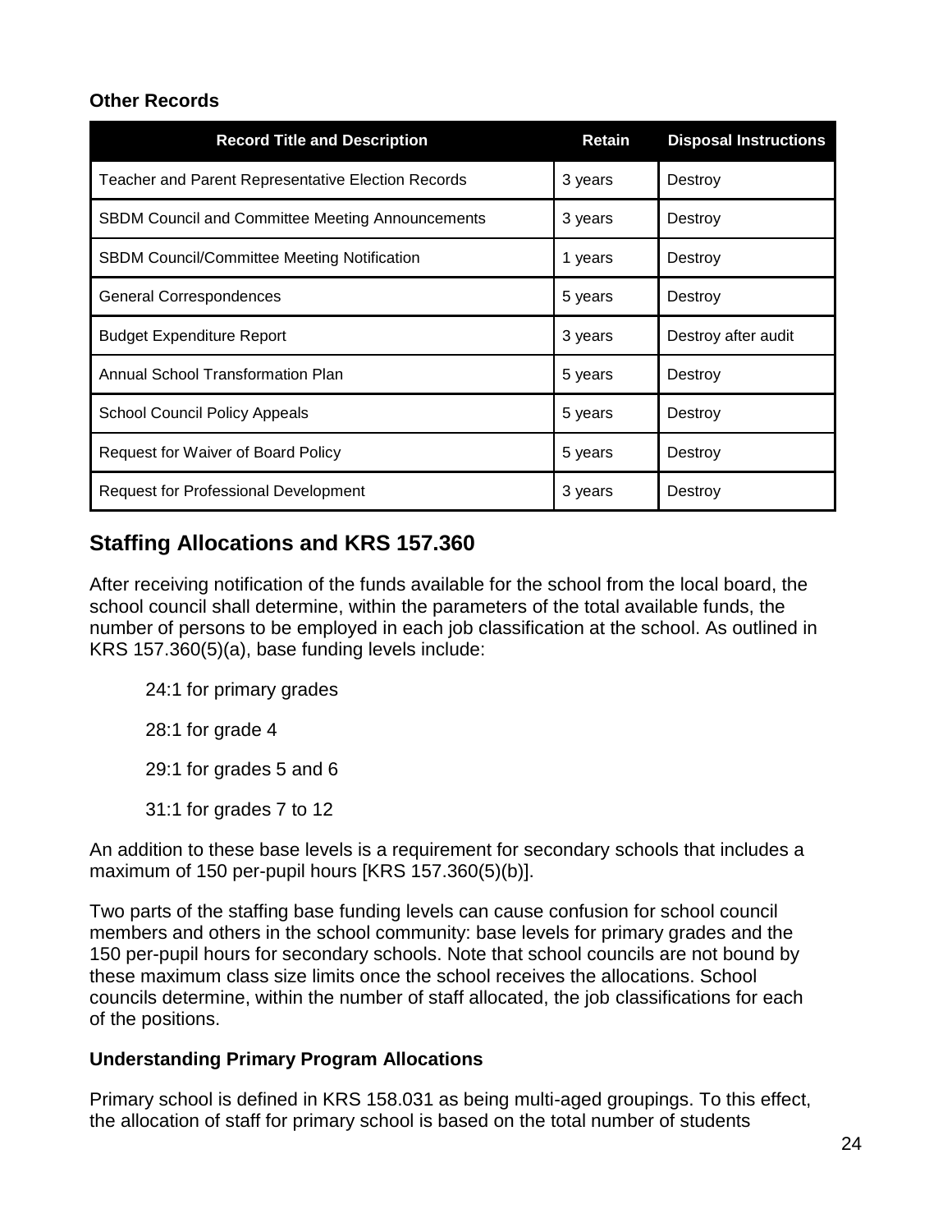### Other Records

| Record Title and Description | Retain | Disposal Instructions |
|---|---|---|
| Teacher and Parent Representative Election Records | 3 years | Destroy |
| SBDM Council and Committee Meeting Announcements | 3 years | Destroy |
| SBDM Council/Committee Meeting Notification | 1 years | Destroy |
| General Correspondences | 5 years | Destroy |
| Budget Expenditure Report | 3 years | Destroy after audit |
| Annual School Transformation Plan | 5 years | Destroy |
| School Council Policy Appeals | 5 years | Destroy |
| Request for Waiver of Board Policy | 5 years | Destroy |
| Request for Professional Development | 3 years | Destroy |

## Staffing Allocations and KRS 157.360

After receiving notification of the funds available for the school from the local board, the school council shall determine, within the parameters of the total available funds, the number of persons to be employed in each job classification at the school. As outlined in KRS 157.360(5)(a), base funding levels include:

24:1 for primary grades

28:1 for grade 4

29:1 for grades 5 and 6

31:1 for grades 7 to 12

An addition to these base levels is a requirement for secondary schools that includes a maximum of 150 per-pupil hours [KRS 157.360(5)(b)].

Two parts of the staffing base funding levels can cause confusion for school council members and others in the school community: base levels for primary grades and the 150 per-pupil hours for secondary schools. Note that school councils are not bound by these maximum class size limits once the school receives the allocations. School councils determine, within the number of staff allocated, the job classifications for each of the positions.

### Understanding Primary Program Allocations

Primary school is defined in KRS 158.031 as being multi-aged groupings. To this effect, the allocation of staff for primary school is based on the total number of students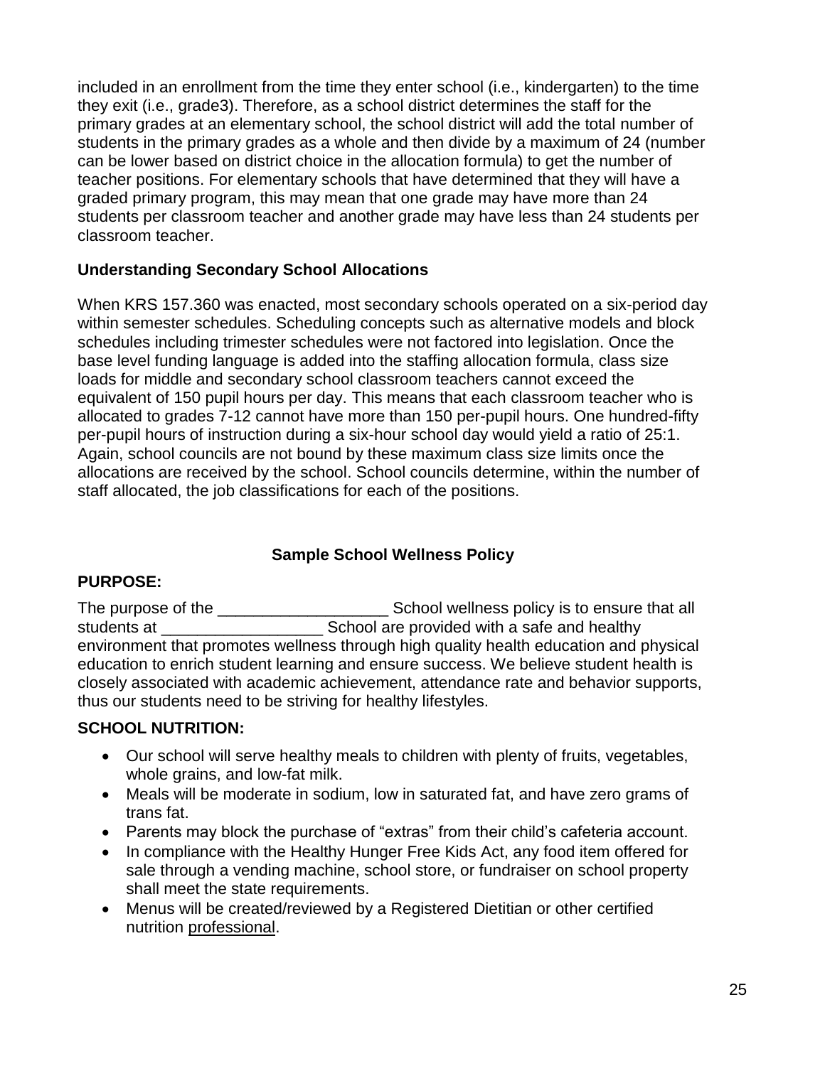included in an enrollment from the time they enter school (i.e., kindergarten) to the time they exit (i.e., grade3). Therefore, as a school district determines the staff for the primary grades at an elementary school, the school district will add the total number of students in the primary grades as a whole and then divide by a maximum of 24 (number can be lower based on district choice in the allocation formula) to get the number of teacher positions. For elementary schools that have determined that they will have a graded primary program, this may mean that one grade may have more than 24 students per classroom teacher and another grade may have less than 24 students per classroom teacher.

### Understanding Secondary School Allocations

When KRS 157.360 was enacted, most secondary schools operated on a six-period day within semester schedules. Scheduling concepts such as alternative models and block schedules including trimester schedules were not factored into legislation. Once the base level funding language is added into the staffing allocation formula, class size loads for middle and secondary school classroom teachers cannot exceed the equivalent of 150 pupil hours per day. This means that each classroom teacher who is allocated to grades 7-12 cannot have more than 150 per-pupil hours. One hundred-fifty per-pupil hours of instruction during a six-hour school day would yield a ratio of 25:1. Again, school councils are not bound by these maximum class size limits once the allocations are received by the school. School councils determine, within the number of staff allocated, the job classifications for each of the positions.

## Sample School Wellness Policy

### PURPOSE:

The purpose of the ___________________ School wellness policy is to ensure that all students at __________________ School are provided with a safe and healthy environment that promotes wellness through high quality health education and physical education to enrich student learning and ensure success. We believe student health is closely associated with academic achievement, attendance rate and behavior supports, thus our students need to be striving for healthy lifestyles.

### SCHOOL NUTRITION:

- Our school will serve healthy meals to children with plenty of fruits, vegetables, whole grains, and low-fat milk.
- Meals will be moderate in sodium, low in saturated fat, and have zero grams of trans fat.
- Parents may block the purchase of "extras" from their child's cafeteria account.
- In compliance with the Healthy Hunger Free Kids Act, any food item offered for sale through a vending machine, school store, or fundraiser on school property shall meet the state requirements.
- Menus will be created/reviewed by a Registered Dietitian or other certified nutrition professional.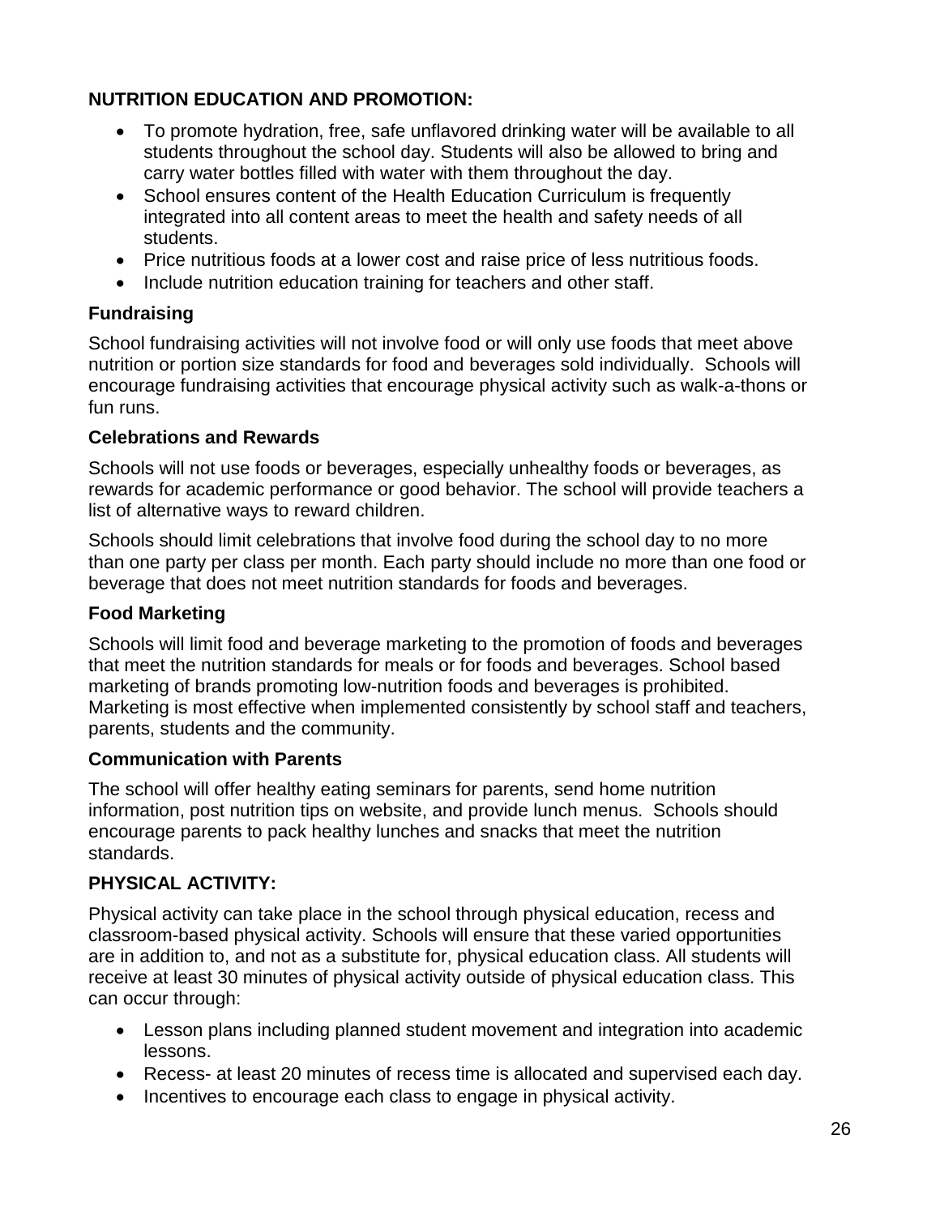**NUTRITION EDUCATION AND PROMOTION:**

- To promote hydration, free, safe unflavored drinking water will be available to all students throughout the school day. Students will also be allowed to bring and carry water bottles filled with water with them throughout the day.
- School ensures content of the Health Education Curriculum is frequently integrated into all content areas to meet the health and safety needs of all students.
- Price nutritious foods at a lower cost and raise price of less nutritious foods.
- Include nutrition education training for teachers and other staff.

**Fundraising**

School fundraising activities will not involve food or will only use foods that meet above nutrition or portion size standards for food and beverages sold individually. Schools will encourage fundraising activities that encourage physical activity such as walk-a-thons or fun runs.

**Celebrations and Rewards**

Schools will not use foods or beverages, especially unhealthy foods or beverages, as rewards for academic performance or good behavior. The school will provide teachers a list of alternative ways to reward children.

Schools should limit celebrations that involve food during the school day to no more than one party per class per month. Each party should include no more than one food or beverage that does not meet nutrition standards for foods and beverages.

**Food Marketing**

Schools will limit food and beverage marketing to the promotion of foods and beverages that meet the nutrition standards for meals or for foods and beverages. School based marketing of brands promoting low-nutrition foods and beverages is prohibited. Marketing is most effective when implemented consistently by school staff and teachers, parents, students and the community.

**Communication with Parents**

The school will offer healthy eating seminars for parents, send home nutrition information, post nutrition tips on website, and provide lunch menus. Schools should encourage parents to pack healthy lunches and snacks that meet the nutrition standards.

**PHYSICAL ACTIVITY:**

Physical activity can take place in the school through physical education, recess and classroom-based physical activity. Schools will ensure that these varied opportunities are in addition to, and not as a substitute for, physical education class. All students will receive at least 30 minutes of physical activity outside of physical education class. This can occur through:

- Lesson plans including planned student movement and integration into academic lessons.
- Recess- at least 20 minutes of recess time is allocated and supervised each day.
- Incentives to encourage each class to engage in physical activity.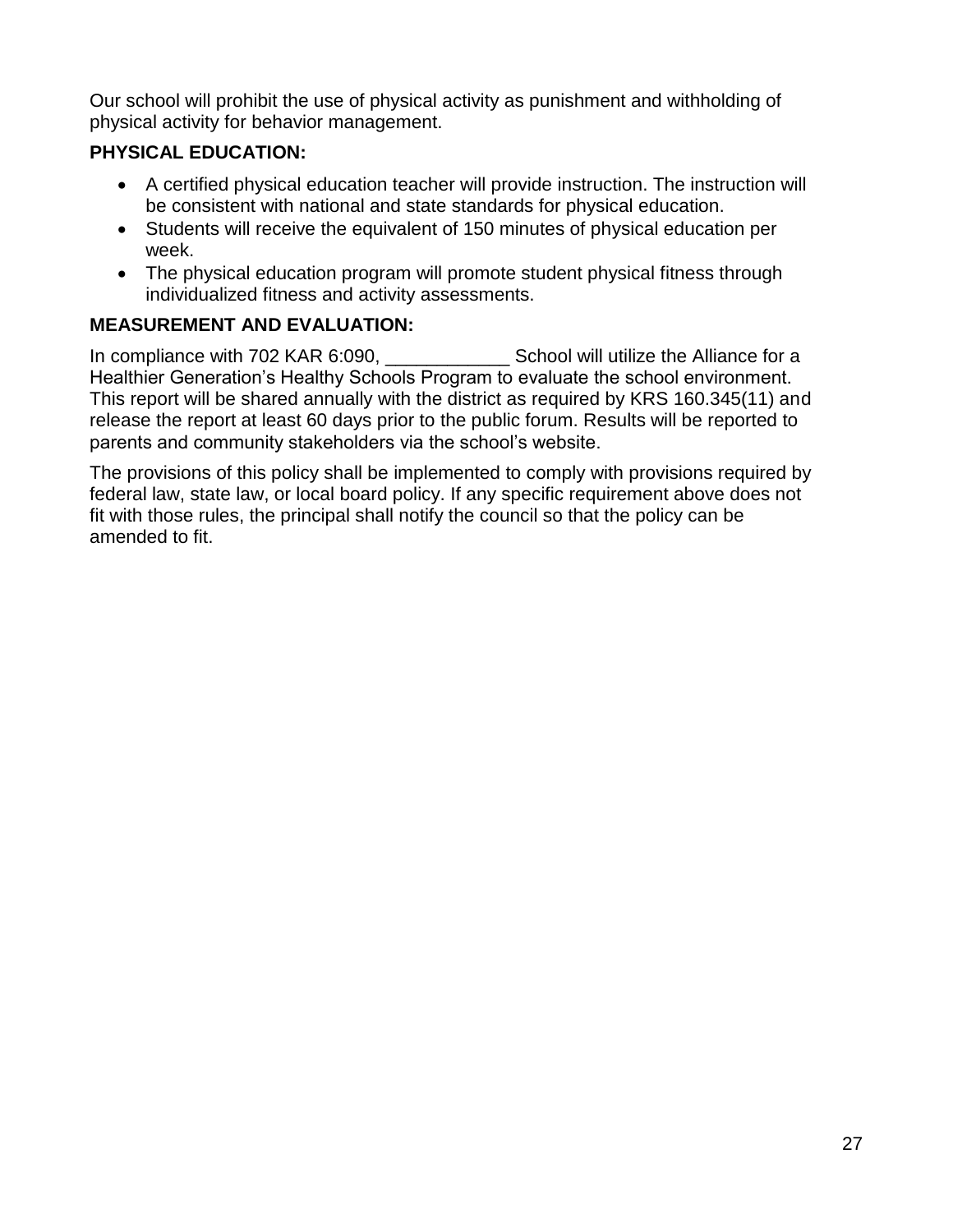Our school will prohibit the use of physical activity as punishment and withholding of physical activity for behavior management.

**PHYSICAL EDUCATION:**

- A certified physical education teacher will provide instruction. The instruction will be consistent with national and state standards for physical education.
- Students will receive the equivalent of 150 minutes of physical education per week.
- The physical education program will promote student physical fitness through individualized fitness and activity assessments.

**MEASUREMENT AND EVALUATION:**

In compliance with 702 KAR 6:090, ____________ School will utilize the Alliance for a Healthier Generation's Healthy Schools Program to evaluate the school environment. This report will be shared annually with the district as required by KRS 160.345(11) and release the report at least 60 days prior to the public forum. Results will be reported to parents and community stakeholders via the school's website.

The provisions of this policy shall be implemented to comply with provisions required by federal law, state law, or local board policy. If any specific requirement above does not fit with those rules, the principal shall notify the council so that the policy can be amended to fit.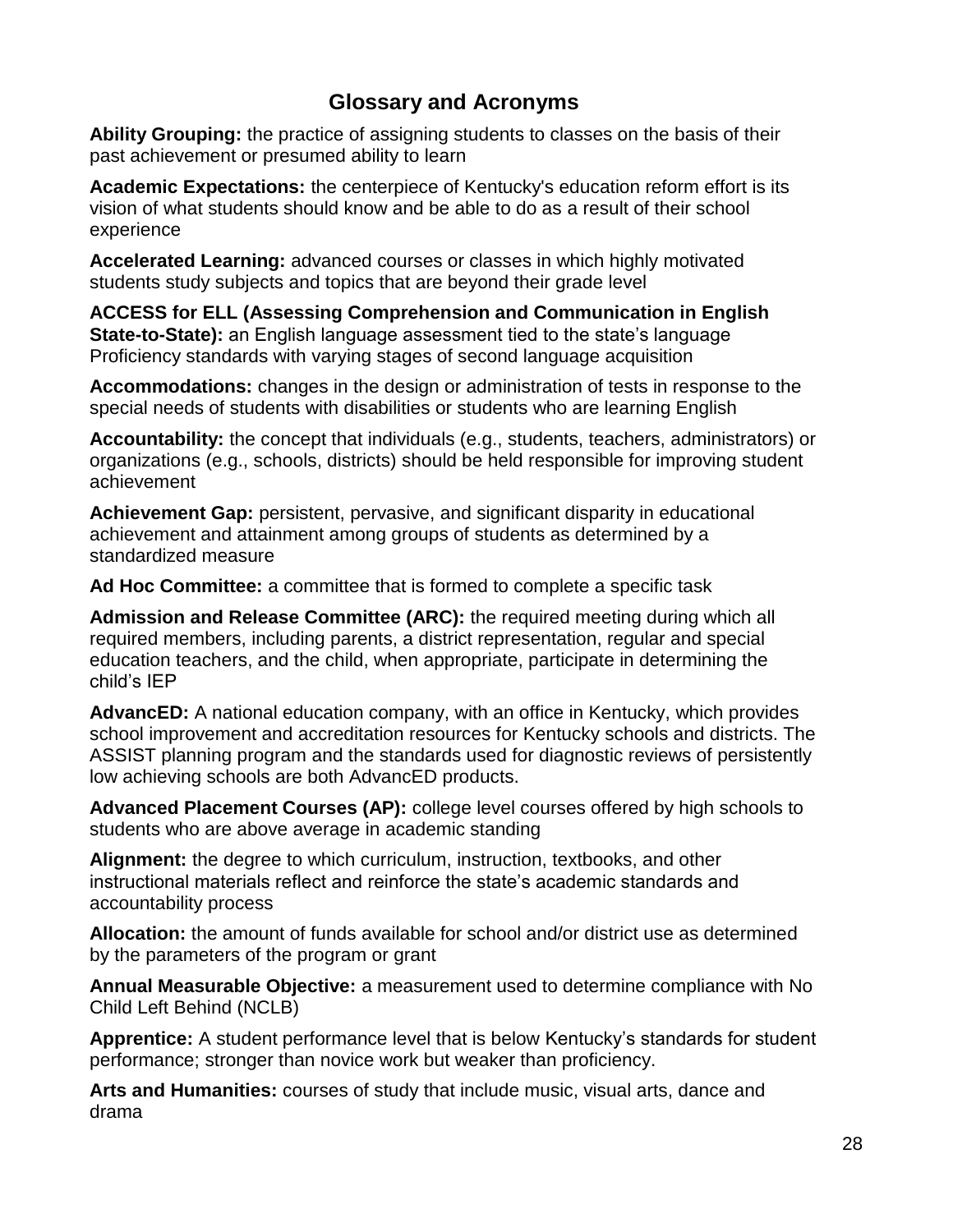## Glossary and Acronyms

**Ability Grouping:** the practice of assigning students to classes on the basis of their past achievement or presumed ability to learn

**Academic Expectations:** the centerpiece of Kentucky's education reform effort is its vision of what students should know and be able to do as a result of their school experience

**Accelerated Learning:** advanced courses or classes in which highly motivated students study subjects and topics that are beyond their grade level

**ACCESS for ELL (Assessing Comprehension and Communication in English State-to-State):** an English language assessment tied to the state's language Proficiency standards with varying stages of second language acquisition

**Accommodations:** changes in the design or administration of tests in response to the special needs of students with disabilities or students who are learning English

**Accountability:** the concept that individuals (e.g., students, teachers, administrators) or organizations (e.g., schools, districts) should be held responsible for improving student achievement

**Achievement Gap:** persistent, pervasive, and significant disparity in educational achievement and attainment among groups of students as determined by a standardized measure

**Ad Hoc Committee:** a committee that is formed to complete a specific task

**Admission and Release Committee (ARC):** the required meeting during which all required members, including parents, a district representation, regular and special education teachers, and the child, when appropriate, participate in determining the child's IEP

**AdvancED:** A national education company, with an office in Kentucky, which provides school improvement and accreditation resources for Kentucky schools and districts. The ASSIST planning program and the standards used for diagnostic reviews of persistently low achieving schools are both AdvancED products.

**Advanced Placement Courses (AP):** college level courses offered by high schools to students who are above average in academic standing

**Alignment:** the degree to which curriculum, instruction, textbooks, and other instructional materials reflect and reinforce the state's academic standards and accountability process

**Allocation:** the amount of funds available for school and/or district use as determined by the parameters of the program or grant

**Annual Measurable Objective:** a measurement used to determine compliance with No Child Left Behind (NCLB)

**Apprentice:** A student performance level that is below Kentucky's standards for student performance; stronger than novice work but weaker than proficiency.

**Arts and Humanities:** courses of study that include music, visual arts, dance and drama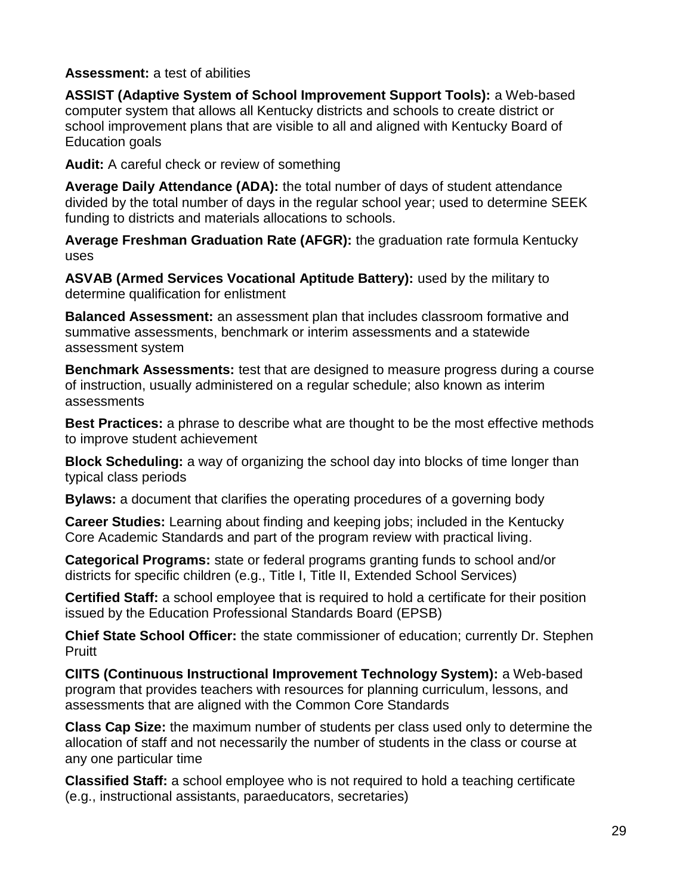**Assessment:** a test of abilities

**ASSIST (Adaptive System of School Improvement Support Tools):** a Web-based computer system that allows all Kentucky districts and schools to create district or school improvement plans that are visible to all and aligned with Kentucky Board of Education goals

**Audit:** A careful check or review of something

**Average Daily Attendance (ADA):** the total number of days of student attendance divided by the total number of days in the regular school year; used to determine SEEK funding to districts and materials allocations to schools.

**Average Freshman Graduation Rate (AFGR):** the graduation rate formula Kentucky uses

**ASVAB (Armed Services Vocational Aptitude Battery):** used by the military to determine qualification for enlistment

**Balanced Assessment:** an assessment plan that includes classroom formative and summative assessments, benchmark or interim assessments and a statewide assessment system

**Benchmark Assessments:** test that are designed to measure progress during a course of instruction, usually administered on a regular schedule; also known as interim assessments

**Best Practices:** a phrase to describe what are thought to be the most effective methods to improve student achievement

**Block Scheduling:** a way of organizing the school day into blocks of time longer than typical class periods

**Bylaws:** a document that clarifies the operating procedures of a governing body

**Career Studies:** Learning about finding and keeping jobs; included in the Kentucky Core Academic Standards and part of the program review with practical living.

**Categorical Programs:** state or federal programs granting funds to school and/or districts for specific children (e.g., Title I, Title II, Extended School Services)

**Certified Staff:** a school employee that is required to hold a certificate for their position issued by the Education Professional Standards Board (EPSB)

**Chief State School Officer:** the state commissioner of education; currently Dr. Stephen Pruitt

**CIITS (Continuous Instructional Improvement Technology System):** a Web-based program that provides teachers with resources for planning curriculum, lessons, and assessments that are aligned with the Common Core Standards

**Class Cap Size:** the maximum number of students per class used only to determine the allocation of staff and not necessarily the number of students in the class or course at any one particular time

**Classified Staff:** a school employee who is not required to hold a teaching certificate (e.g., instructional assistants, paraeducators, secretaries)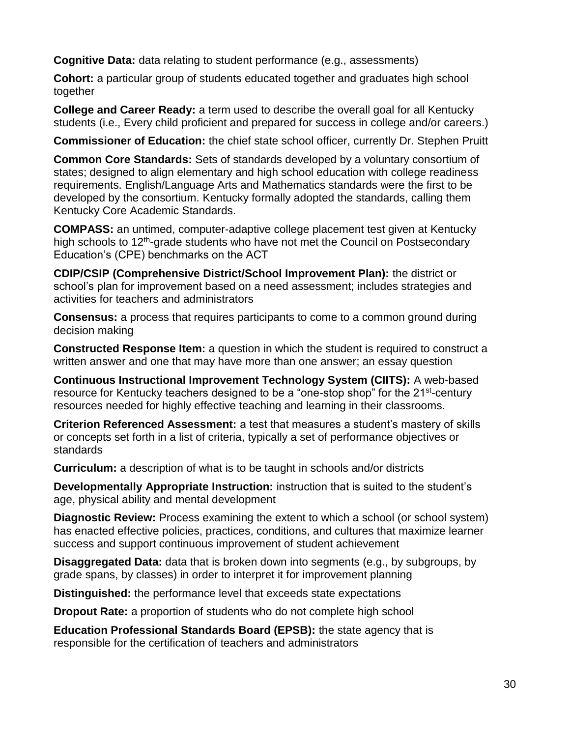**Cognitive Data:** data relating to student performance (e.g., assessments)

**Cohort:** a particular group of students educated together and graduates high school together

**College and Career Ready:** a term used to describe the overall goal for all Kentucky students (i.e., Every child proficient and prepared for success in college and/or careers.)

**Commissioner of Education:** the chief state school officer, currently Dr. Stephen Pruitt

**Common Core Standards:** Sets of standards developed by a voluntary consortium of states; designed to align elementary and high school education with college readiness requirements. English/Language Arts and Mathematics standards were the first to be developed by the consortium. Kentucky formally adopted the standards, calling them Kentucky Core Academic Standards.

**COMPASS:** an untimed, computer-adaptive college placement test given at Kentucky high schools to 12th-grade students who have not met the Council on Postsecondary Education's (CPE) benchmarks on the ACT

**CDIP/CSIP (Comprehensive District/School Improvement Plan):** the district or school's plan for improvement based on a need assessment; includes strategies and activities for teachers and administrators

**Consensus:** a process that requires participants to come to a common ground during decision making

**Constructed Response Item:** a question in which the student is required to construct a written answer and one that may have more than one answer; an essay question

**Continuous Instructional Improvement Technology System (CIITS):** A web-based resource for Kentucky teachers designed to be a "one-stop shop" for the 21st-century resources needed for highly effective teaching and learning in their classrooms.

**Criterion Referenced Assessment:** a test that measures a student's mastery of skills or concepts set forth in a list of criteria, typically a set of performance objectives or standards

**Curriculum:** a description of what is to be taught in schools and/or districts

**Developmentally Appropriate Instruction:** instruction that is suited to the student's age, physical ability and mental development

**Diagnostic Review:** Process examining the extent to which a school (or school system) has enacted effective policies, practices, conditions, and cultures that maximize learner success and support continuous improvement of student achievement

**Disaggregated Data:** data that is broken down into segments (e.g., by subgroups, by grade spans, by classes) in order to interpret it for improvement planning

**Distinguished:** the performance level that exceeds state expectations

**Dropout Rate:** a proportion of students who do not complete high school

**Education Professional Standards Board (EPSB):** the state agency that is responsible for the certification of teachers and administrators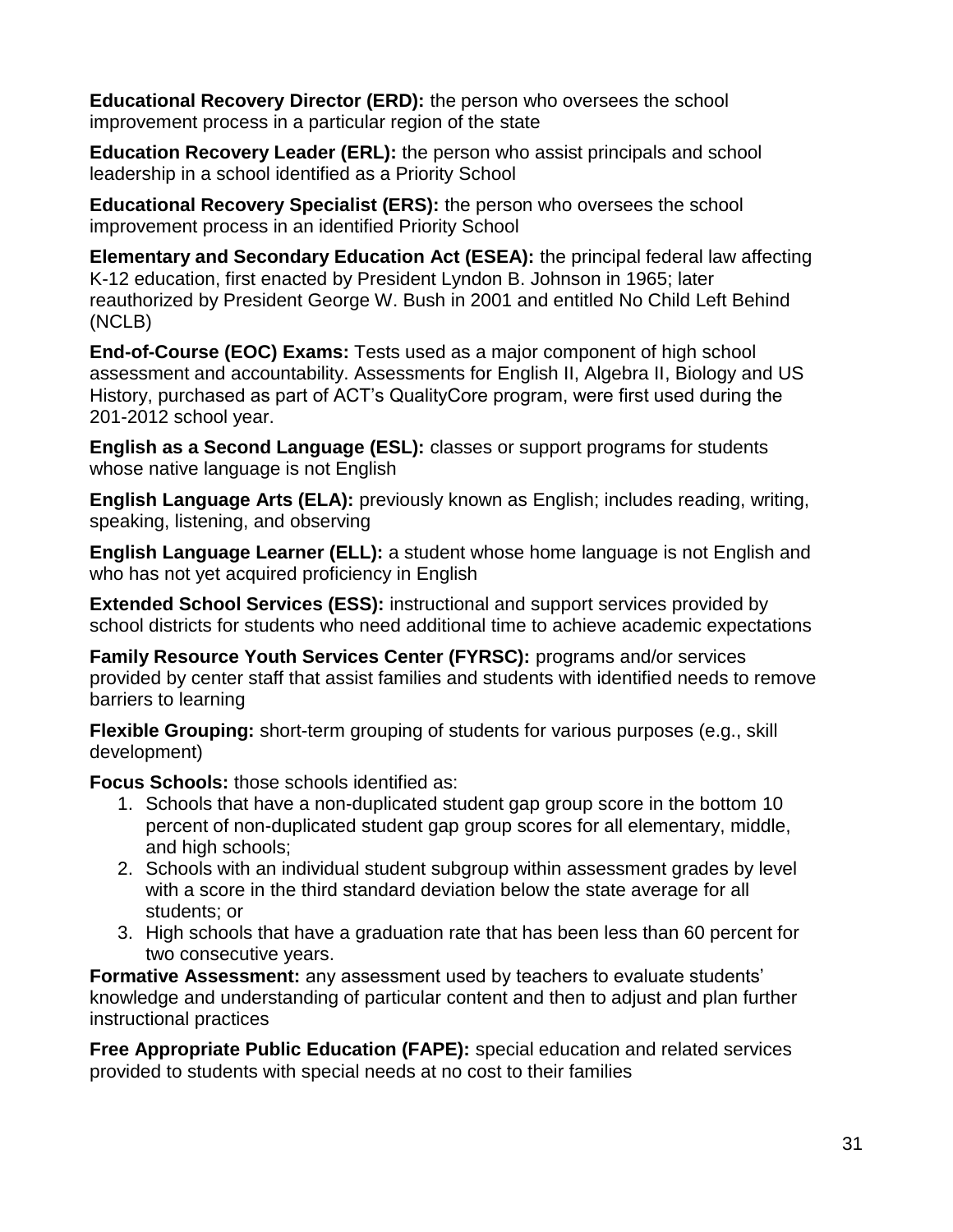**Educational Recovery Director (ERD):** the person who oversees the school improvement process in a particular region of the state

**Education Recovery Leader (ERL):** the person who assist principals and school leadership in a school identified as a Priority School

**Educational Recovery Specialist (ERS):** the person who oversees the school improvement process in an identified Priority School

**Elementary and Secondary Education Act (ESEA):** the principal federal law affecting K-12 education, first enacted by President Lyndon B. Johnson in 1965; later reauthorized by President George W. Bush in 2001 and entitled No Child Left Behind (NCLB)

**End-of-Course (EOC) Exams:** Tests used as a major component of high school assessment and accountability. Assessments for English II, Algebra II, Biology and US History, purchased as part of ACT's QualityCore program, were first used during the 201-2012 school year.

**English as a Second Language (ESL):** classes or support programs for students whose native language is not English

**English Language Arts (ELA):** previously known as English; includes reading, writing, speaking, listening, and observing

**English Language Learner (ELL):** a student whose home language is not English and who has not yet acquired proficiency in English

**Extended School Services (ESS):** instructional and support services provided by school districts for students who need additional time to achieve academic expectations

**Family Resource Youth Services Center (FYRSC):** programs and/or services provided by center staff that assist families and students with identified needs to remove barriers to learning

**Flexible Grouping:** short-term grouping of students for various purposes (e.g., skill development)

**Focus Schools:** those schools identified as:

1. Schools that have a non-duplicated student gap group score in the bottom 10 percent of non-duplicated student gap group scores for all elementary, middle, and high schools;
2. Schools with an individual student subgroup within assessment grades by level with a score in the third standard deviation below the state average for all students; or
3. High schools that have a graduation rate that has been less than 60 percent for two consecutive years.

**Formative Assessment:** any assessment used by teachers to evaluate students' knowledge and understanding of particular content and then to adjust and plan further instructional practices

**Free Appropriate Public Education (FAPE):** special education and related services provided to students with special needs at no cost to their families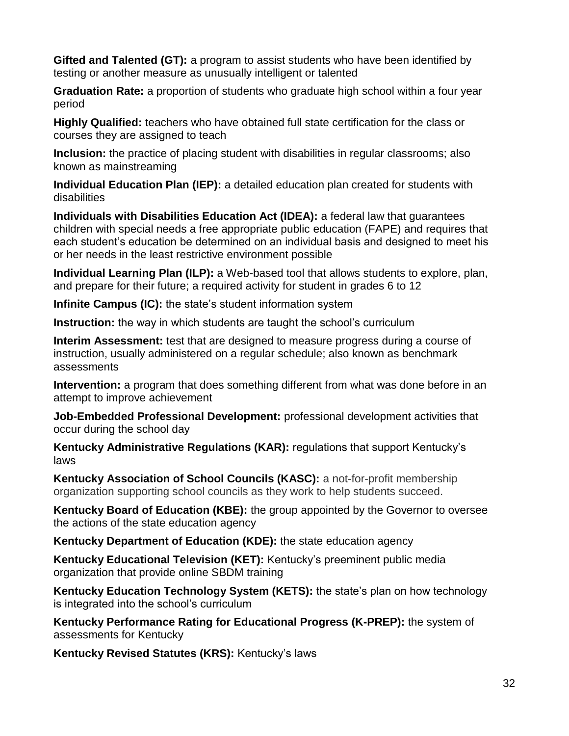**Gifted and Talented (GT):** a program to assist students who have been identified by testing or another measure as unusually intelligent or talented

**Graduation Rate:** a proportion of students who graduate high school within a four year period

**Highly Qualified:** teachers who have obtained full state certification for the class or courses they are assigned to teach

**Inclusion:** the practice of placing student with disabilities in regular classrooms; also known as mainstreaming

**Individual Education Plan (IEP):** a detailed education plan created for students with disabilities

**Individuals with Disabilities Education Act (IDEA):** a federal law that guarantees children with special needs a free appropriate public education (FAPE) and requires that each student's education be determined on an individual basis and designed to meet his or her needs in the least restrictive environment possible

**Individual Learning Plan (ILP):** a Web-based tool that allows students to explore, plan, and prepare for their future; a required activity for student in grades 6 to 12

**Infinite Campus (IC):** the state's student information system

**Instruction:** the way in which students are taught the school's curriculum

**Interim Assessment:** test that are designed to measure progress during a course of instruction, usually administered on a regular schedule; also known as benchmark assessments

**Intervention:** a program that does something different from what was done before in an attempt to improve achievement

**Job-Embedded Professional Development:** professional development activities that occur during the school day

**Kentucky Administrative Regulations (KAR):** regulations that support Kentucky's laws

**Kentucky Association of School Councils (KASC):** a not-for-profit membership organization supporting school councils as they work to help students succeed.

**Kentucky Board of Education (KBE):** the group appointed by the Governor to oversee the actions of the state education agency

**Kentucky Department of Education (KDE):** the state education agency

**Kentucky Educational Television (KET):** Kentucky's preeminent public media organization that provide online SBDM training

**Kentucky Education Technology System (KETS):** the state's plan on how technology is integrated into the school's curriculum

**Kentucky Performance Rating for Educational Progress (K-PREP):** the system of assessments for Kentucky

**Kentucky Revised Statutes (KRS):** Kentucky's laws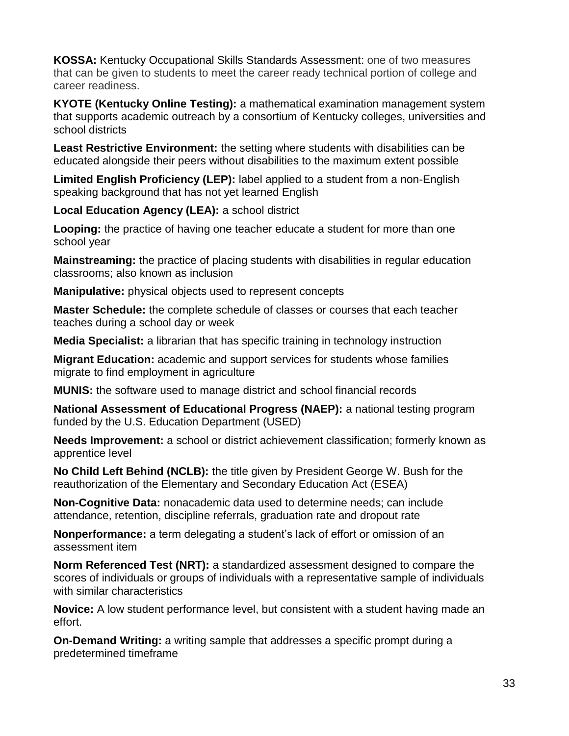**KOSSA:** Kentucky Occupational Skills Standards Assessment: one of two measures that can be given to students to meet the career ready technical portion of college and career readiness.

**KYOTE (Kentucky Online Testing):** a mathematical examination management system that supports academic outreach by a consortium of Kentucky colleges, universities and school districts

**Least Restrictive Environment:** the setting where students with disabilities can be educated alongside their peers without disabilities to the maximum extent possible

**Limited English Proficiency (LEP):** label applied to a student from a non-English speaking background that has not yet learned English

**Local Education Agency (LEA):** a school district

**Looping:** the practice of having one teacher educate a student for more than one school year

**Mainstreaming:** the practice of placing students with disabilities in regular education classrooms; also known as inclusion

**Manipulative:** physical objects used to represent concepts

**Master Schedule:** the complete schedule of classes or courses that each teacher teaches during a school day or week

**Media Specialist:** a librarian that has specific training in technology instruction

**Migrant Education:** academic and support services for students whose families migrate to find employment in agriculture

**MUNIS:** the software used to manage district and school financial records

**National Assessment of Educational Progress (NAEP):** a national testing program funded by the U.S. Education Department (USED)

**Needs Improvement:** a school or district achievement classification; formerly known as apprentice level

**No Child Left Behind (NCLB):** the title given by President George W. Bush for the reauthorization of the Elementary and Secondary Education Act (ESEA)

**Non-Cognitive Data:** nonacademic data used to determine needs; can include attendance, retention, discipline referrals, graduation rate and dropout rate

**Nonperformance:** a term delegating a student's lack of effort or omission of an assessment item

**Norm Referenced Test (NRT):** a standardized assessment designed to compare the scores of individuals or groups of individuals with a representative sample of individuals with similar characteristics

**Novice:** A low student performance level, but consistent with a student having made an effort.

**On-Demand Writing:** a writing sample that addresses a specific prompt during a predetermined timeframe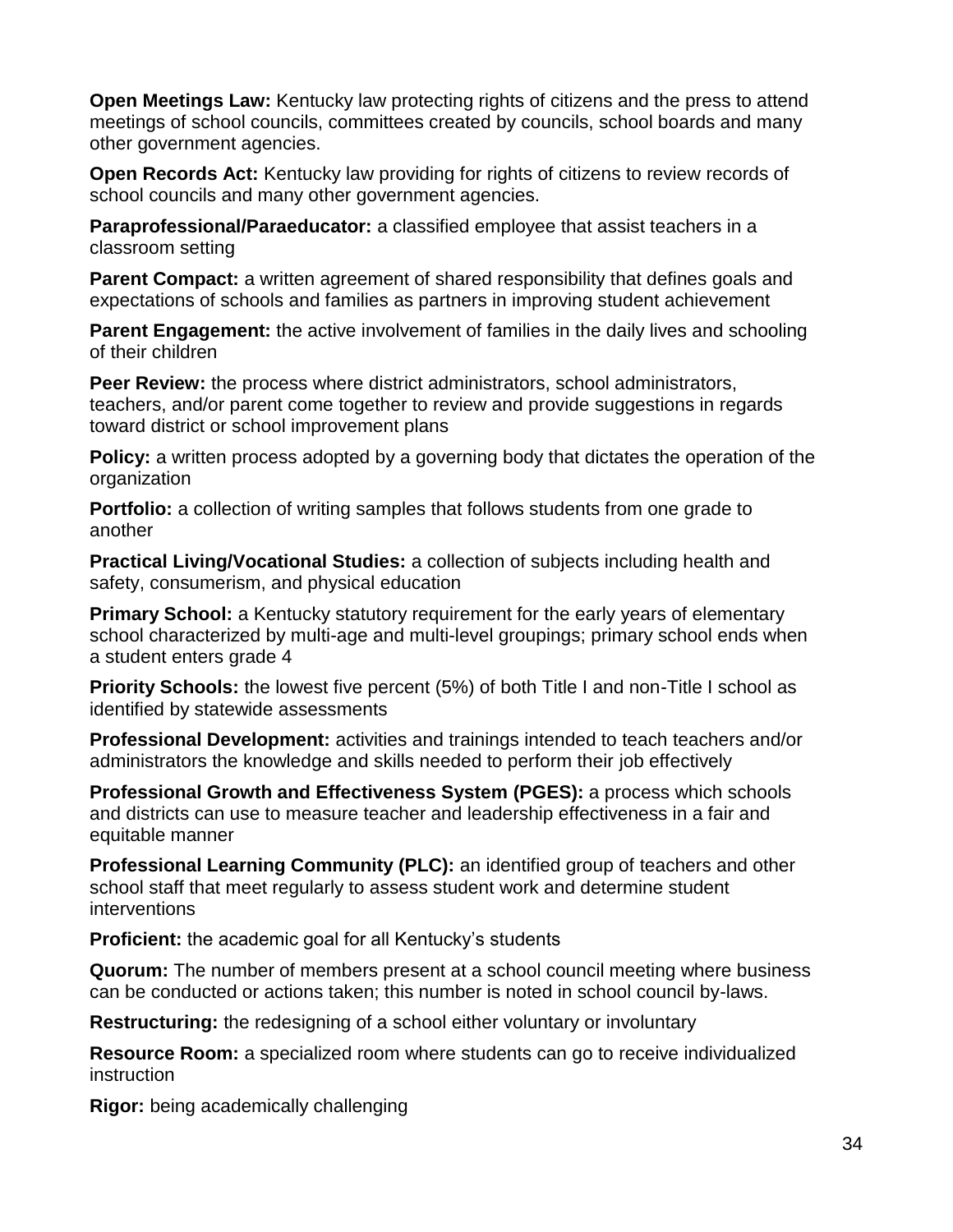**Open Meetings Law:** Kentucky law protecting rights of citizens and the press to attend meetings of school councils, committees created by councils, school boards and many other government agencies.

**Open Records Act:** Kentucky law providing for rights of citizens to review records of school councils and many other government agencies.

**Paraprofessional/Paraeducator:** a classified employee that assist teachers in a classroom setting

**Parent Compact:** a written agreement of shared responsibility that defines goals and expectations of schools and families as partners in improving student achievement

**Parent Engagement:** the active involvement of families in the daily lives and schooling of their children

**Peer Review:** the process where district administrators, school administrators, teachers, and/or parent come together to review and provide suggestions in regards toward district or school improvement plans

**Policy:** a written process adopted by a governing body that dictates the operation of the organization

**Portfolio:** a collection of writing samples that follows students from one grade to another

**Practical Living/Vocational Studies:** a collection of subjects including health and safety, consumerism, and physical education

**Primary School:** a Kentucky statutory requirement for the early years of elementary school characterized by multi-age and multi-level groupings; primary school ends when a student enters grade 4

**Priority Schools:** the lowest five percent (5%) of both Title I and non-Title I school as identified by statewide assessments

**Professional Development:** activities and trainings intended to teach teachers and/or administrators the knowledge and skills needed to perform their job effectively

**Professional Growth and Effectiveness System (PGES):** a process which schools and districts can use to measure teacher and leadership effectiveness in a fair and equitable manner

**Professional Learning Community (PLC):** an identified group of teachers and other school staff that meet regularly to assess student work and determine student interventions

**Proficient:** the academic goal for all Kentucky's students

**Quorum:** The number of members present at a school council meeting where business can be conducted or actions taken; this number is noted in school council by-laws.

**Restructuring:** the redesigning of a school either voluntary or involuntary

**Resource Room:** a specialized room where students can go to receive individualized instruction

**Rigor:** being academically challenging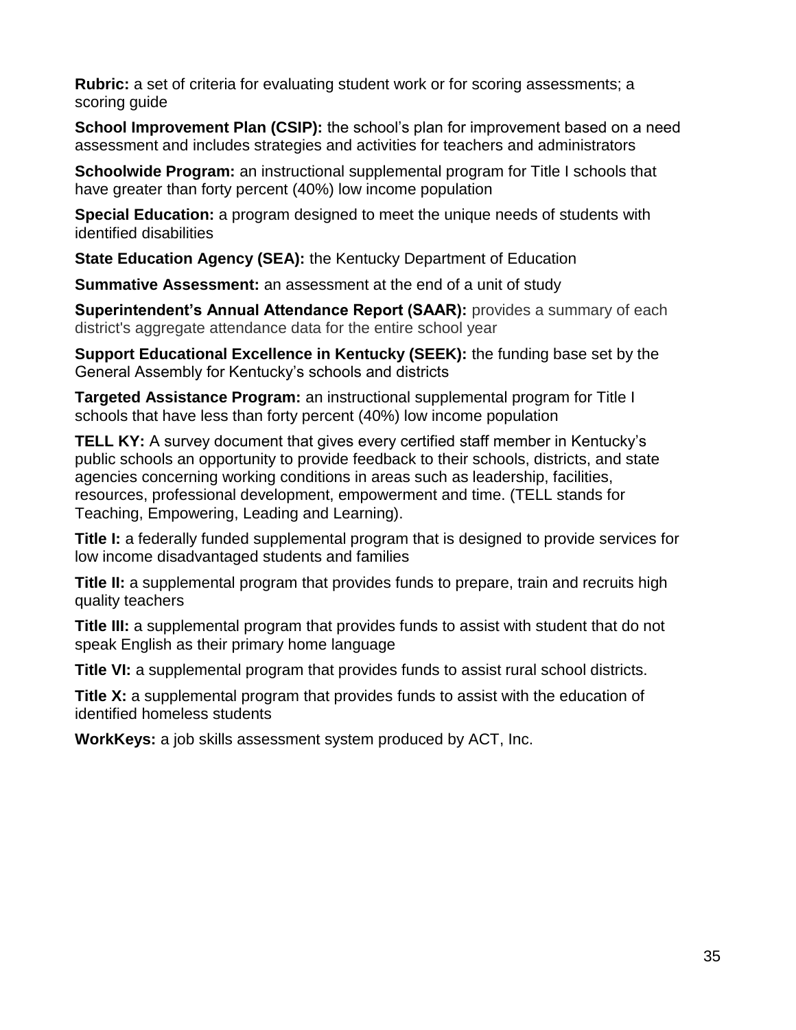**Rubric:** a set of criteria for evaluating student work or for scoring assessments; a scoring guide

**School Improvement Plan (CSIP):** the school's plan for improvement based on a need assessment and includes strategies and activities for teachers and administrators

**Schoolwide Program:** an instructional supplemental program for Title I schools that have greater than forty percent (40%) low income population

**Special Education:** a program designed to meet the unique needs of students with identified disabilities

**State Education Agency (SEA):** the Kentucky Department of Education

**Summative Assessment:** an assessment at the end of a unit of study

**Superintendent's Annual Attendance Report (SAAR):** provides a summary of each district's aggregate attendance data for the entire school year

**Support Educational Excellence in Kentucky (SEEK):** the funding base set by the General Assembly for Kentucky's schools and districts

**Targeted Assistance Program:** an instructional supplemental program for Title I schools that have less than forty percent (40%) low income population

**TELL KY:** A survey document that gives every certified staff member in Kentucky's public schools an opportunity to provide feedback to their schools, districts, and state agencies concerning working conditions in areas such as leadership, facilities, resources, professional development, empowerment and time. (TELL stands for Teaching, Empowering, Leading and Learning).

**Title I:** a federally funded supplemental program that is designed to provide services for low income disadvantaged students and families

**Title II:** a supplemental program that provides funds to prepare, train and recruits high quality teachers

**Title III:** a supplemental program that provides funds to assist with student that do not speak English as their primary home language

**Title VI:** a supplemental program that provides funds to assist rural school districts.

**Title X:** a supplemental program that provides funds to assist with the education of identified homeless students

**WorkKeys:** a job skills assessment system produced by ACT, Inc.